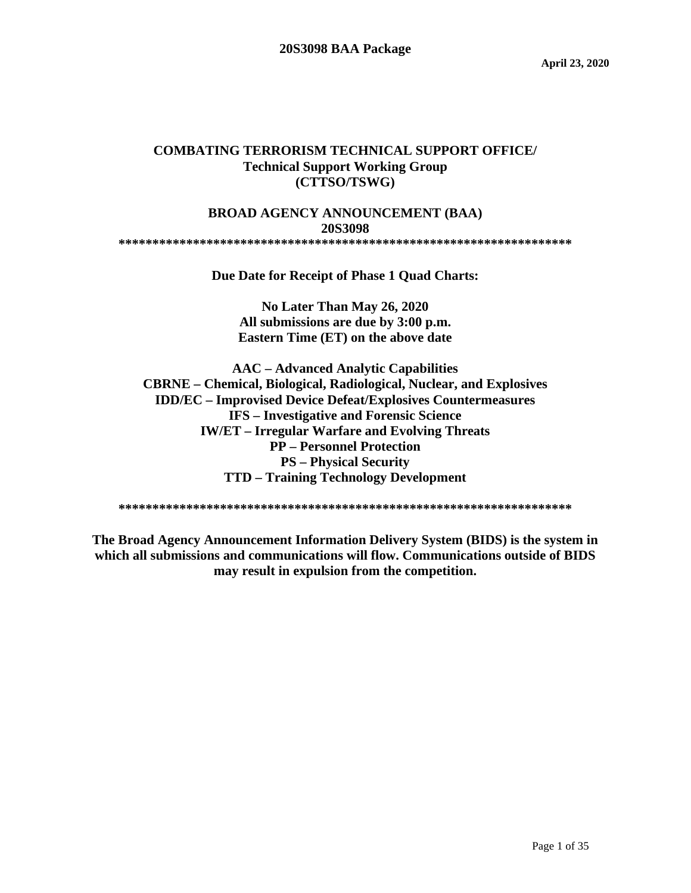**20S3098 BAA Package**

**April 23, 2020**

# COMBATING TERRORISM TECHNICAL SUPPORT OFFICE/ Technical Support Working Group (CTTSO/TSWG)

## BROAD AGENCY ANNOUNCEMENT (BAA) 20S3098

**********************************************************************

**Due Date for Receipt of Phase 1 Quad Charts:**

**No Later Than May 26, 2020**
**All submissions are due by 3:00 p.m.**
**Eastern Time (ET) on the above date**

**AAC – Advanced Analytic Capabilities**
**CBRNE – Chemical, Biological, Radiological, Nuclear, and Explosives**
**IDD/EC – Improvised Device Defeat/Explosives Countermeasures**
**IFS – Investigative and Forensic Science**
**IW/ET – Irregular Warfare and Evolving Threats**
**PP – Personnel Protection**
**PS – Physical Security**
**TTD – Training Technology Development**

**********************************************************************

**The Broad Agency Announcement Information Delivery System (BIDS) is the system in which all submissions and communications will flow. Communications outside of BIDS may result in expulsion from the competition.**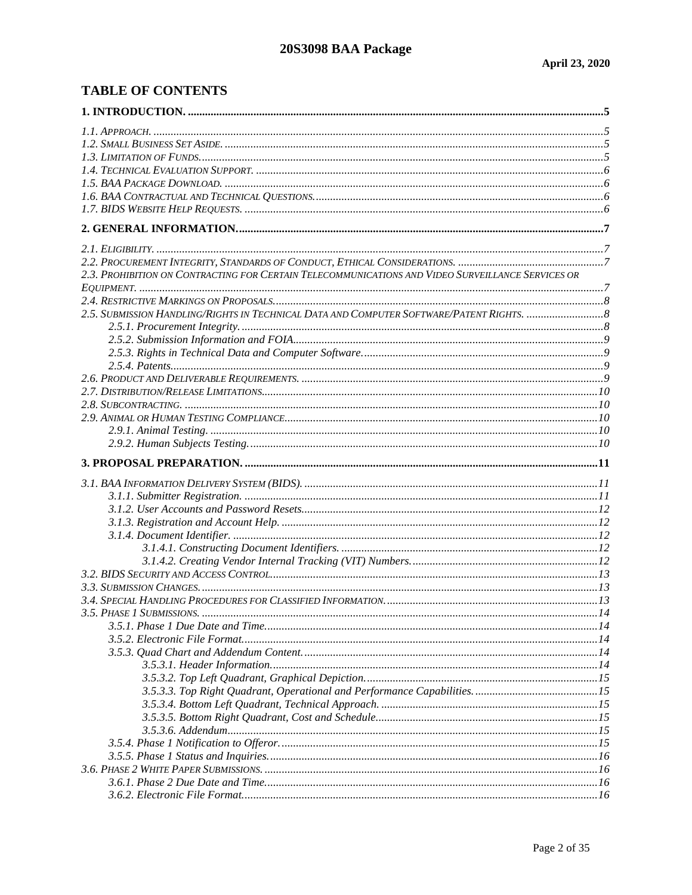## TABLE OF CONTENTS

**1. INTRODUCTION. ....5**

*1.1. Approach.* ....5
*1.2. Small Business Set Aside.* ....5
*1.3. Limitation of Funds.* ....5
*1.4. Technical Evaluation Support.* ....6
*1.5. BAA Package Download.* ....6
*1.6. BAA Contractual and Technical Questions.* ....6
*1.7. BIDS Website Help Requests.* ....6

**2. GENERAL INFORMATION. ....7**

*2.1. Eligibility.* ....7
*2.2. Procurement Integrity, Standards of Conduct, Ethical Considerations.* ....7
*2.3. Prohibition on Contracting for Certain Telecommunications and Video Surveillance Services or Equipment.* ....7
*2.4. Restrictive Markings on Proposals.* ....8
*2.5. Submission Handling/Rights in Technical Data and Computer Software/Patent Rights.* ....8
- *2.5.1. Procurement Integrity.* ....8
- *2.5.2. Submission Information and FOIA.* ....9
- *2.5.3. Rights in Technical Data and Computer Software.* ....9
- *2.5.4. Patents.* ....9

*2.6. Product and Deliverable Requirements.* ....9
*2.7. Distribution/Release Limitations.* ....10
*2.8. Subcontracting.* ....10
*2.9. Animal or Human Testing Compliance.* ....10
- *2.9.1. Animal Testing.* ....10
- *2.9.2. Human Subjects Testing.* ....10

**3. PROPOSAL PREPARATION. ....11**

*3.1. BAA Information Delivery System (BIDS).* ....11
- *3.1.1. Submitter Registration.* ....11
- *3.1.2. User Accounts and Password Resets.* ....12
- *3.1.3. Registration and Account Help.* ....12
- *3.1.4. Document Identifier.* ....12
  - *3.1.4.1. Constructing Document Identifiers.* ....12
  - *3.1.4.2. Creating Vendor Internal Tracking (VIT) Numbers.* ....12

*3.2. BIDS Security and Access Control.* ....13
*3.3. Submission Changes.* ....13
*3.4. Special Handling Procedures for Classified Information.* ....13
*3.5. Phase 1 Submissions.* ....14
- *3.5.1. Phase 1 Due Date and Time.* ....14
- *3.5.2. Electronic File Format.* ....14
- *3.5.3. Quad Chart and Addendum Content.* ....14
  - *3.5.3.1. Header Information.* ....14
  - *3.5.3.2. Top Left Quadrant, Graphical Depiction.* ....15
  - *3.5.3.3. Top Right Quadrant, Operational and Performance Capabilities.* ....15
  - *3.5.3.4. Bottom Left Quadrant, Technical Approach.* ....15
  - *3.5.3.5. Bottom Right Quadrant, Cost and Schedule.* ....15
  - *3.5.3.6. Addendum.* ....15
- *3.5.4. Phase 1 Notification to Offeror.* ....15
- *3.5.5. Phase 1 Status and Inquiries.* ....16

*3.6. Phase 2 White Paper Submissions.* ....16
- *3.6.1. Phase 2 Due Date and Time.* ....16
- *3.6.2. Electronic File Format.* ....16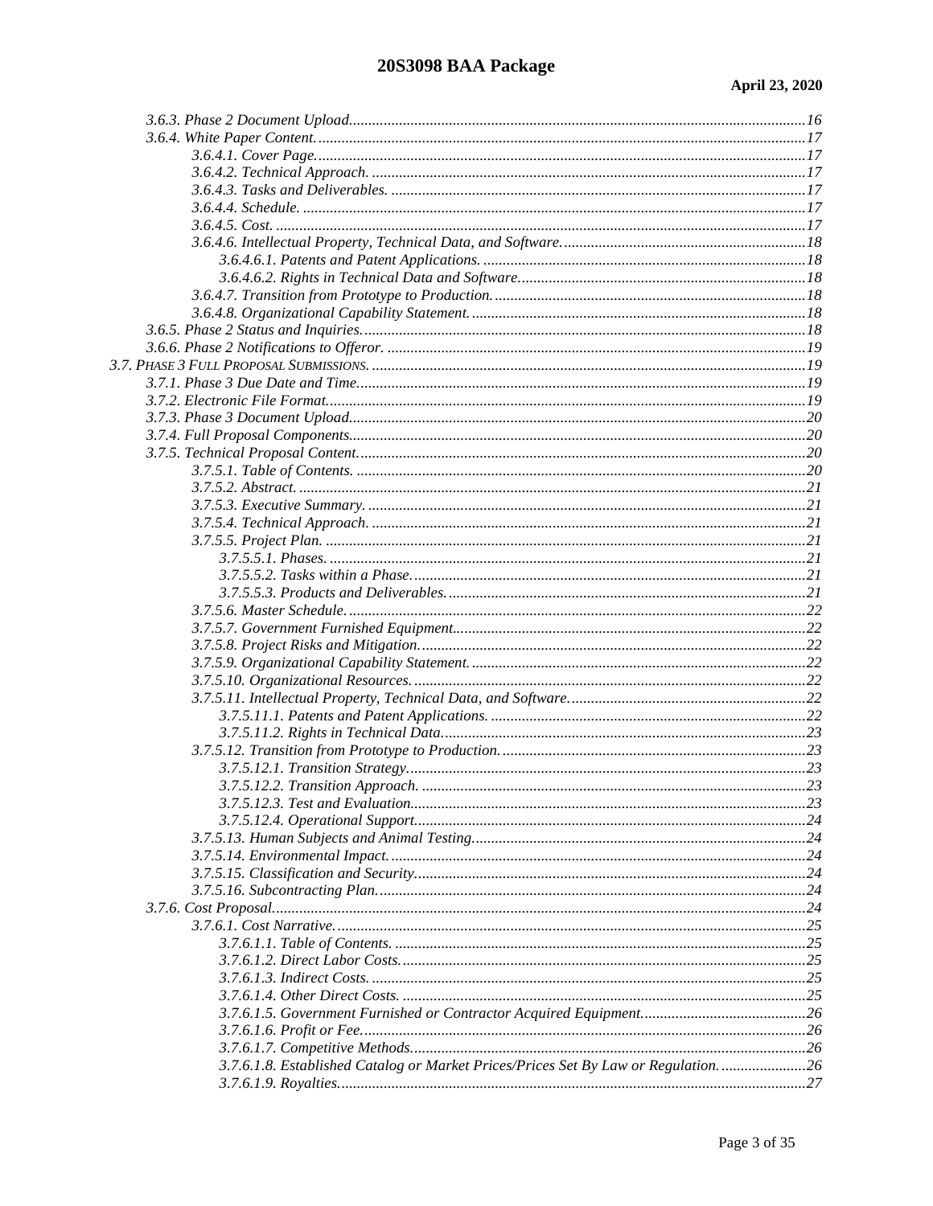3.6.3. Phase 2 Document Upload.....16
3.6.4. White Paper Content.....17
- 3.6.4.1. Cover Page.....17
- 3.6.4.2. Technical Approach.....17
- 3.6.4.3. Tasks and Deliverables.....17
- 3.6.4.4. Schedule.....17
- 3.6.4.5. Cost.....17
- 3.6.4.6. Intellectual Property, Technical Data, and Software.....18
  - 3.6.4.6.1. Patents and Patent Applications.....18
  - 3.6.4.6.2. Rights in Technical Data and Software.....18
- 3.6.4.7. Transition from Prototype to Production.....18
- 3.6.4.8. Organizational Capability Statement.....18

3.6.5. Phase 2 Status and Inquiries.....18
3.6.6. Phase 2 Notifications to Offeror.....19

3.7. PHASE 3 FULL PROPOSAL SUBMISSIONS.....19

3.7.1. Phase 3 Due Date and Time.....19
3.7.2. Electronic File Format.....19
3.7.3. Phase 3 Document Upload.....20
3.7.4. Full Proposal Components.....20
3.7.5. Technical Proposal Content.....20
- 3.7.5.1. Table of Contents.....20
- 3.7.5.2. Abstract.....21
- 3.7.5.3. Executive Summary.....21
- 3.7.5.4. Technical Approach.....21
- 3.7.5.5. Project Plan.....21
  - 3.7.5.5.1. Phases.....21
  - 3.7.5.5.2. Tasks within a Phase.....21
  - 3.7.5.5.3. Products and Deliverables.....21
- 3.7.5.6. Master Schedule.....22
- 3.7.5.7. Government Furnished Equipment.....22
- 3.7.5.8. Project Risks and Mitigation.....22
- 3.7.5.9. Organizational Capability Statement.....22
- 3.7.5.10. Organizational Resources.....22
- 3.7.5.11. Intellectual Property, Technical Data, and Software.....22
  - 3.7.5.11.1. Patents and Patent Applications.....22
  - 3.7.5.11.2. Rights in Technical Data.....23
- 3.7.5.12. Transition from Prototype to Production.....23
  - 3.7.5.12.1. Transition Strategy.....23
  - 3.7.5.12.2. Transition Approach.....23
  - 3.7.5.12.3. Test and Evaluation.....23
  - 3.7.5.12.4. Operational Support.....24
- 3.7.5.13. Human Subjects and Animal Testing.....24
- 3.7.5.14. Environmental Impact.....24
- 3.7.5.15. Classification and Security.....24
- 3.7.5.16. Subcontracting Plan.....24

3.7.6. Cost Proposal.....24
- 3.7.6.1. Cost Narrative.....25
  - 3.7.6.1.1. Table of Contents.....25
  - 3.7.6.1.2. Direct Labor Costs.....25
  - 3.7.6.1.3. Indirect Costs.....25
  - 3.7.6.1.4. Other Direct Costs.....25
  - 3.7.6.1.5. Government Furnished or Contractor Acquired Equipment.....26
  - 3.7.6.1.6. Profit or Fee.....26
  - 3.7.6.1.7. Competitive Methods.....26
  - 3.7.6.1.8. Established Catalog or Market Prices/Prices Set By Law or Regulation.....26
  - 3.7.6.1.9. Royalties.....27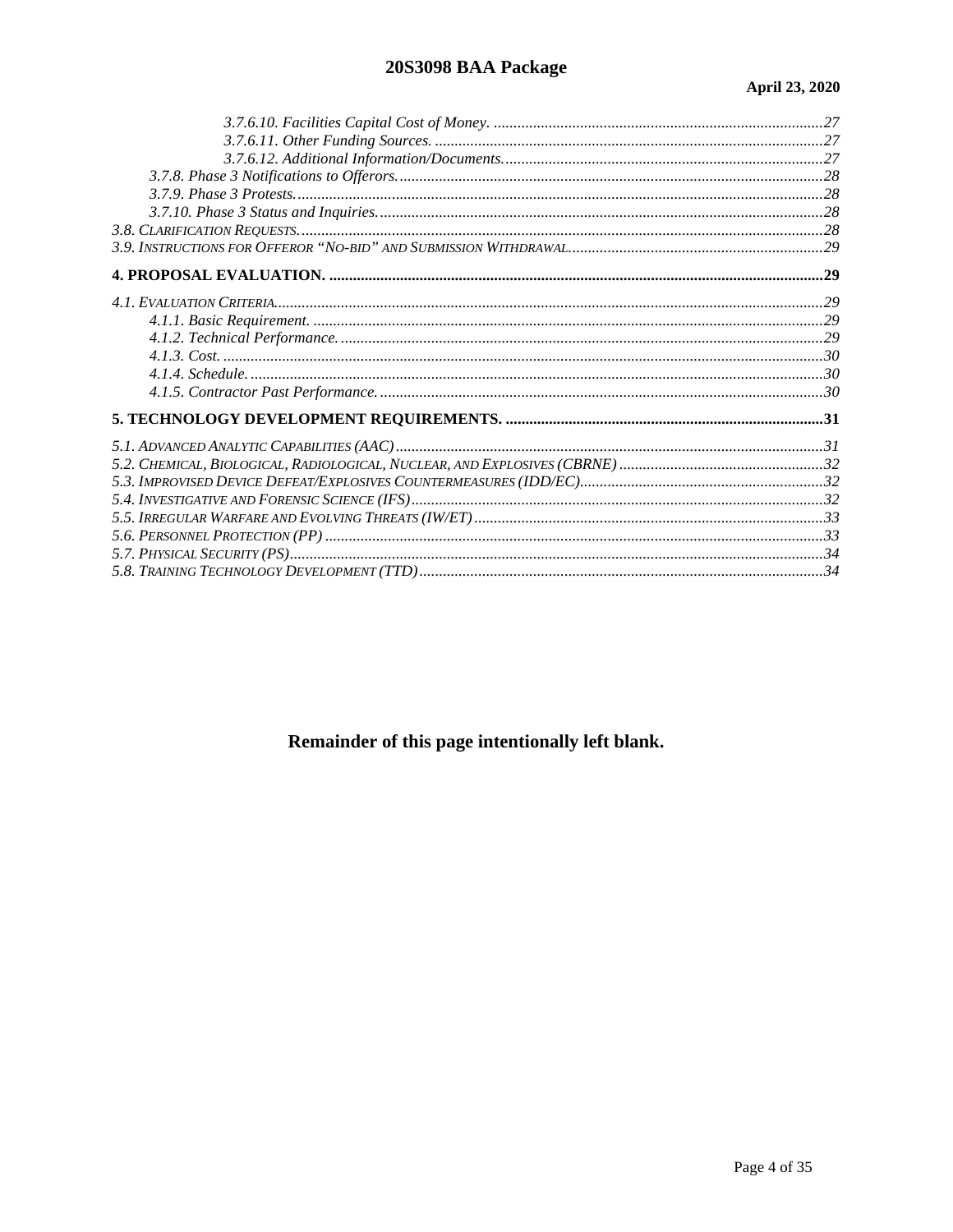*3.7.6.10. Facilities Capital Cost of Money.* ....................27
*3.7.6.11. Other Funding Sources.* ....................27
*3.7.6.12. Additional Information/Documents.* ....................27
*3.7.8. Phase 3 Notifications to Offerors.* ....................28
*3.7.9. Phase 3 Protests.* ....................28
*3.7.10. Phase 3 Status and Inquiries.* ....................28
*3.8. Clarification Requests.* ....................28
*3.9. Instructions for Offeror "No-bid" and Submission Withdrawal* ....................29

**4. PROPOSAL EVALUATION.** ....................**29**

*4.1. Evaluation Criteria* ....................29
*4.1.1. Basic Requirement.* ....................29
*4.1.2. Technical Performance.* ....................29
*4.1.3. Cost.* ....................30
*4.1.4. Schedule.* ....................30
*4.1.5. Contractor Past Performance.* ....................30

**5. TECHNOLOGY DEVELOPMENT REQUIREMENTS.** ....................**31**

*5.1. Advanced Analytic Capabilities (AAC)* ....................31
*5.2. Chemical, Biological, Radiological, Nuclear, and Explosives (CBRNE)* ....................32
*5.3. Improvised Device Defeat/Explosives Countermeasures (IDD/EC)* ....................32
*5.4. Investigative and Forensic Science (IFS)* ....................32
*5.5. Irregular Warfare and Evolving Threats (IW/ET)* ....................33
*5.6. Personnel Protection (PP)* ....................33
*5.7. Physical Security (PS)* ....................34
*5.8. Training Technology Development (TTD)* ....................34

**Remainder of this page intentionally left blank.**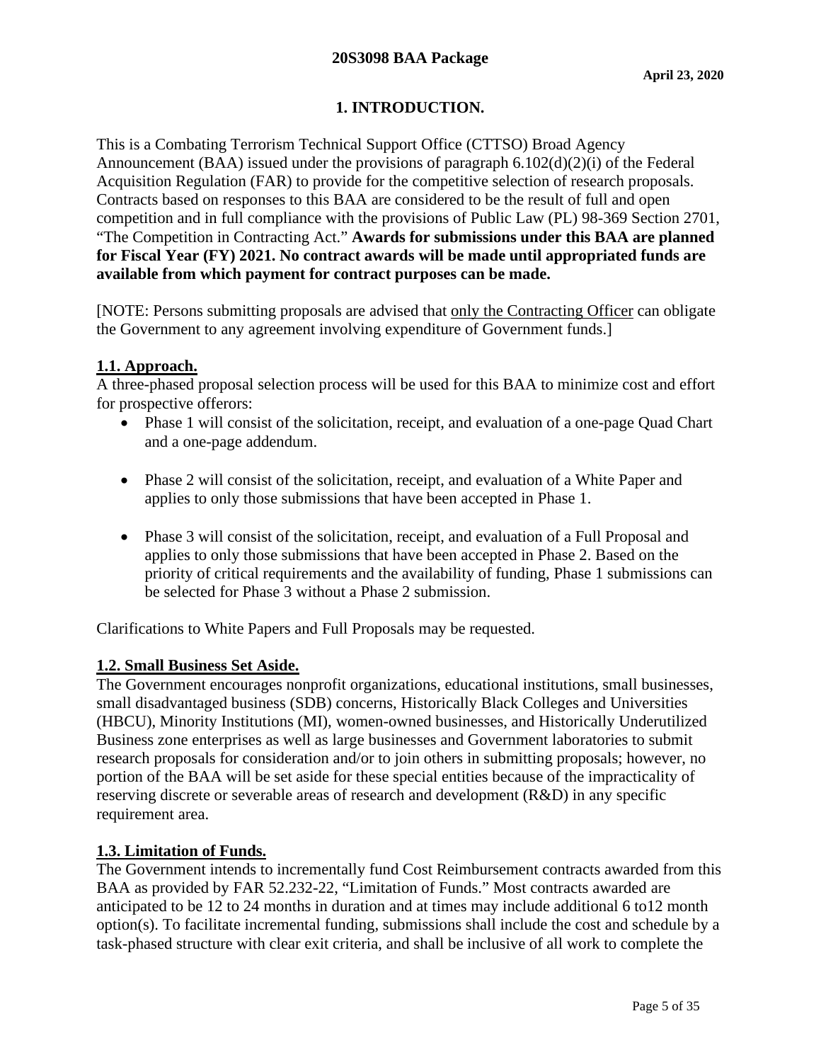# 1. INTRODUCTION.

This is a Combating Terrorism Technical Support Office (CTTSO) Broad Agency Announcement (BAA) issued under the provisions of paragraph 6.102(d)(2)(i) of the Federal Acquisition Regulation (FAR) to provide for the competitive selection of research proposals. Contracts based on responses to this BAA are considered to be the result of full and open competition and in full compliance with the provisions of Public Law (PL) 98-369 Section 2701, "The Competition in Contracting Act." **Awards for submissions under this BAA are planned for Fiscal Year (FY) 2021. No contract awards will be made until appropriated funds are available from which payment for contract purposes can be made.**

[NOTE: Persons submitting proposals are advised that only the Contracting Officer can obligate the Government to any agreement involving expenditure of Government funds.]

## 1.1. Approach.

A three-phased proposal selection process will be used for this BAA to minimize cost and effort for prospective offerors:

- Phase 1 will consist of the solicitation, receipt, and evaluation of a one-page Quad Chart and a one-page addendum.
- Phase 2 will consist of the solicitation, receipt, and evaluation of a White Paper and applies to only those submissions that have been accepted in Phase 1.
- Phase 3 will consist of the solicitation, receipt, and evaluation of a Full Proposal and applies to only those submissions that have been accepted in Phase 2. Based on the priority of critical requirements and the availability of funding, Phase 1 submissions can be selected for Phase 3 without a Phase 2 submission.

Clarifications to White Papers and Full Proposals may be requested.

## 1.2. Small Business Set Aside.

The Government encourages nonprofit organizations, educational institutions, small businesses, small disadvantaged business (SDB) concerns, Historically Black Colleges and Universities (HBCU), Minority Institutions (MI), women-owned businesses, and Historically Underutilized Business zone enterprises as well as large businesses and Government laboratories to submit research proposals for consideration and/or to join others in submitting proposals; however, no portion of the BAA will be set aside for these special entities because of the impracticality of reserving discrete or severable areas of research and development (R&D) in any specific requirement area.

## 1.3. Limitation of Funds.

The Government intends to incrementally fund Cost Reimbursement contracts awarded from this BAA as provided by FAR 52.232-22, "Limitation of Funds." Most contracts awarded are anticipated to be 12 to 24 months in duration and at times may include additional 6 to12 month option(s). To facilitate incremental funding, submissions shall include the cost and schedule by a task-phased structure with clear exit criteria, and shall be inclusive of all work to complete the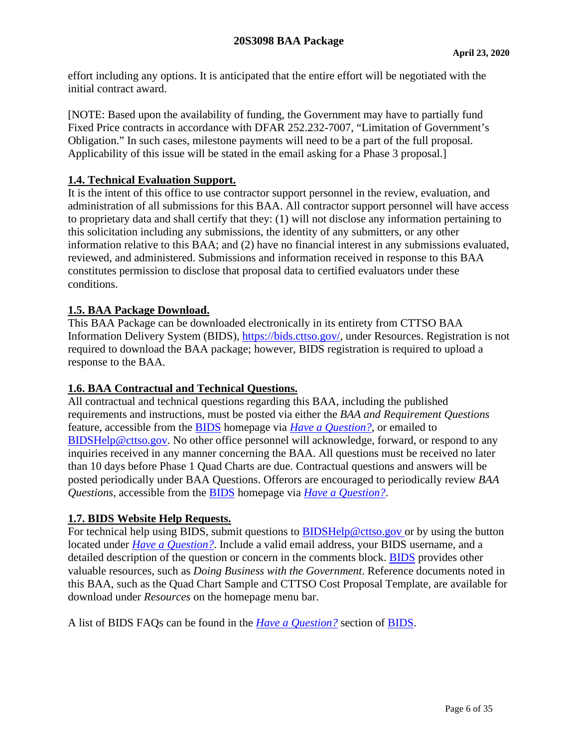effort including any options. It is anticipated that the entire effort will be negotiated with the initial contract award.

[NOTE: Based upon the availability of funding, the Government may have to partially fund Fixed Price contracts in accordance with DFAR 252.232-7007, "Limitation of Government's Obligation." In such cases, milestone payments will need to be a part of the full proposal. Applicability of this issue will be stated in the email asking for a Phase 3 proposal.]

## 1.4. Technical Evaluation Support.

It is the intent of this office to use contractor support personnel in the review, evaluation, and administration of all submissions for this BAA. All contractor support personnel will have access to proprietary data and shall certify that they: (1) will not disclose any information pertaining to this solicitation including any submissions, the identity of any submitters, or any other information relative to this BAA; and (2) have no financial interest in any submissions evaluated, reviewed, and administered. Submissions and information received in response to this BAA constitutes permission to disclose that proposal data to certified evaluators under these conditions.

## 1.5. BAA Package Download.

This BAA Package can be downloaded electronically in its entirety from CTTSO BAA Information Delivery System (BIDS), https://bids.cttso.gov/, under Resources. Registration is not required to download the BAA package; however, BIDS registration is required to upload a response to the BAA.

## 1.6. BAA Contractual and Technical Questions.

All contractual and technical questions regarding this BAA, including the published requirements and instructions, must be posted via either the *BAA and Requirement Questions* feature, accessible from the BIDS homepage via *Have a Question?*, or emailed to BIDSHelp@cttso.gov. No other office personnel will acknowledge, forward, or respond to any inquiries received in any manner concerning the BAA. All questions must be received no later than 10 days before Phase 1 Quad Charts are due. Contractual questions and answers will be posted periodically under BAA Questions. Offerors are encouraged to periodically review *BAA Questions*, accessible from the BIDS homepage via *Have a Question?*.

## 1.7. BIDS Website Help Requests.

For technical help using BIDS, submit questions to BIDSHelp@cttso.gov or by using the button located under *Have a Question?*. Include a valid email address, your BIDS username, and a detailed description of the question or concern in the comments block. BIDS provides other valuable resources, such as *Doing Business with the Government*. Reference documents noted in this BAA, such as the Quad Chart Sample and CTTSO Cost Proposal Template, are available for download under *Resources* on the homepage menu bar.

A list of BIDS FAQs can be found in the *Have a Question?* section of BIDS.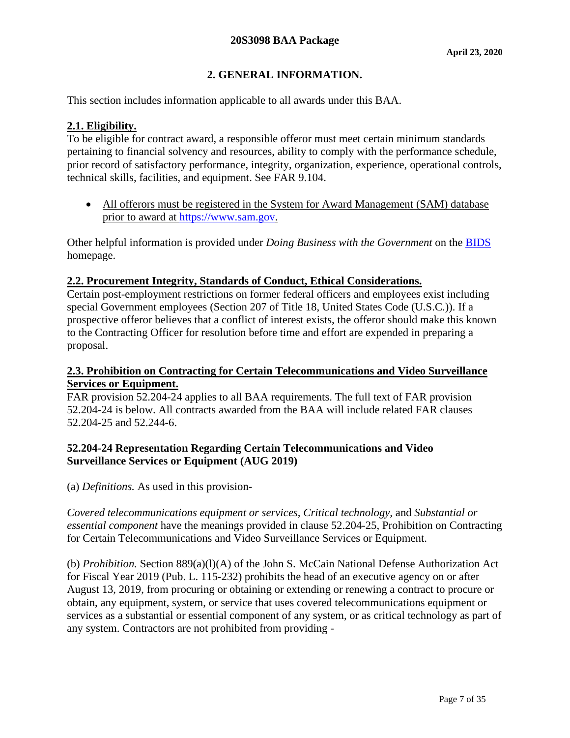## 2. GENERAL INFORMATION.

This section includes information applicable to all awards under this BAA.

### 2.1. Eligibility.

To be eligible for contract award, a responsible offeror must meet certain minimum standards pertaining to financial solvency and resources, ability to comply with the performance schedule, prior record of satisfactory performance, integrity, organization, experience, operational controls, technical skills, facilities, and equipment. See FAR 9.104.

- All offerors must be registered in the System for Award Management (SAM) database prior to award at https://www.sam.gov.

Other helpful information is provided under *Doing Business with the Government* on the BIDS homepage.

### 2.2. Procurement Integrity, Standards of Conduct, Ethical Considerations.

Certain post-employment restrictions on former federal officers and employees exist including special Government employees (Section 207 of Title 18, United States Code (U.S.C.)). If a prospective offeror believes that a conflict of interest exists, the offeror should make this known to the Contracting Officer for resolution before time and effort are expended in preparing a proposal.

### 2.3. Prohibition on Contracting for Certain Telecommunications and Video Surveillance Services or Equipment.

FAR provision 52.204-24 applies to all BAA requirements. The full text of FAR provision 52.204-24 is below. All contracts awarded from the BAA will include related FAR clauses 52.204-25 and 52.244-6.

**52.204-24 Representation Regarding Certain Telecommunications and Video Surveillance Services or Equipment (AUG 2019)**

(a) *Definitions.* As used in this provision-

*Covered telecommunications equipment or services, Critical technology,* and *Substantial or essential component* have the meanings provided in clause 52.204-25, Prohibition on Contracting for Certain Telecommunications and Video Surveillance Services or Equipment.

(b) *Prohibition.* Section 889(a)(l)(A) of the John S. McCain National Defense Authorization Act for Fiscal Year 2019 (Pub. L. 115-232) prohibits the head of an executive agency on or after August 13, 2019, from procuring or obtaining or extending or renewing a contract to procure or obtain, any equipment, system, or service that uses covered telecommunications equipment or services as a substantial or essential component of any system, or as critical technology as part of any system. Contractors are not prohibited from providing -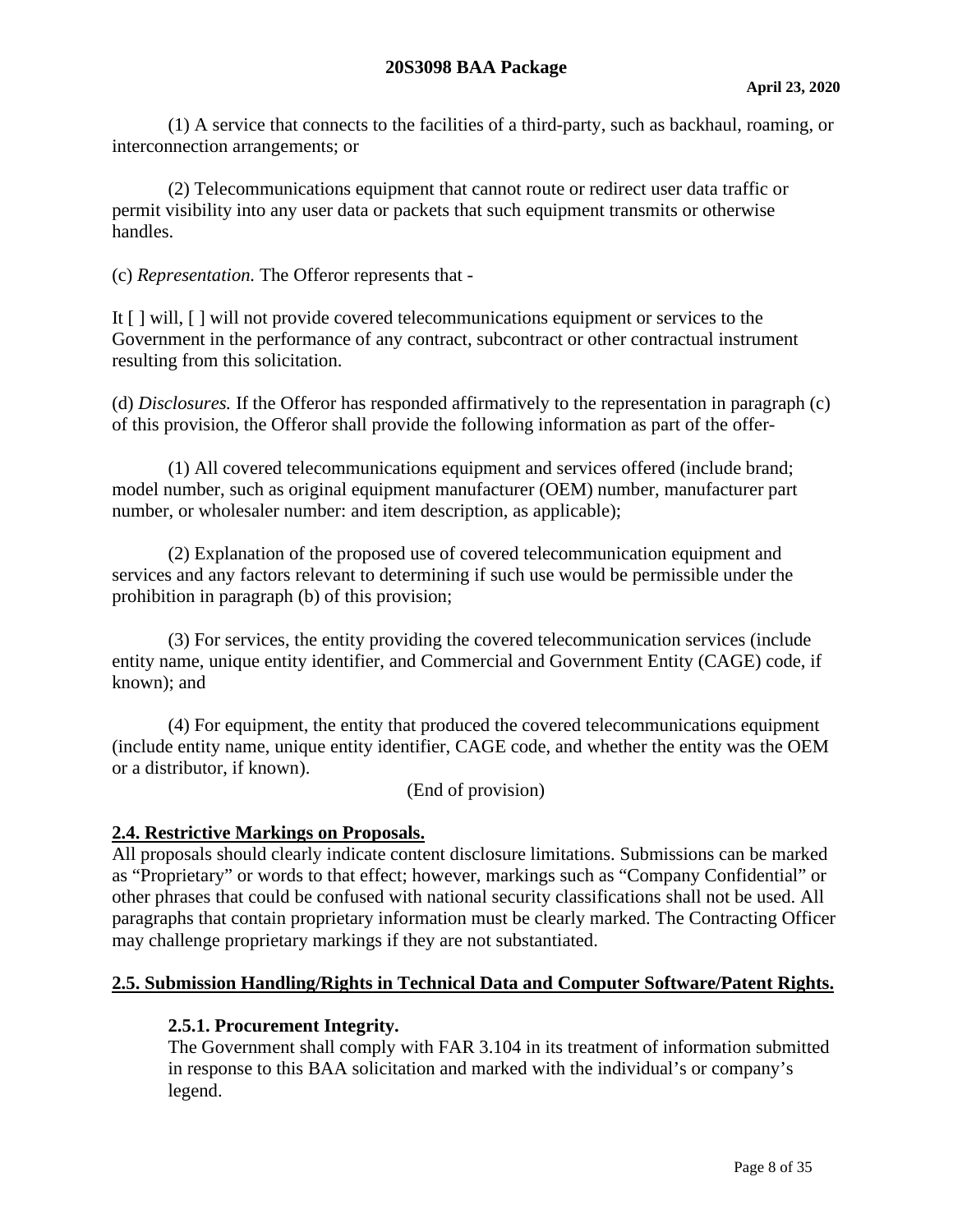(1) A service that connects to the facilities of a third-party, such as backhaul, roaming, or interconnection arrangements; or

(2) Telecommunications equipment that cannot route or redirect user data traffic or permit visibility into any user data or packets that such equipment transmits or otherwise handles.

(c) *Representation.* The Offeror represents that -

It [ ] will, [ ] will not provide covered telecommunications equipment or services to the Government in the performance of any contract, subcontract or other contractual instrument resulting from this solicitation.

(d) *Disclosures.* If the Offeror has responded affirmatively to the representation in paragraph (c) of this provision, the Offeror shall provide the following information as part of the offer-

(1) All covered telecommunications equipment and services offered (include brand; model number, such as original equipment manufacturer (OEM) number, manufacturer part number, or wholesaler number: and item description, as applicable);

(2) Explanation of the proposed use of covered telecommunication equipment and services and any factors relevant to determining if such use would be permissible under the prohibition in paragraph (b) of this provision;

(3) For services, the entity providing the covered telecommunication services (include entity name, unique entity identifier, and Commercial and Government Entity (CAGE) code, if known); and

(4) For equipment, the entity that produced the covered telecommunications equipment (include entity name, unique entity identifier, CAGE code, and whether the entity was the OEM or a distributor, if known).

(End of provision)

## 2.4. Restrictive Markings on Proposals.

All proposals should clearly indicate content disclosure limitations. Submissions can be marked as "Proprietary" or words to that effect; however, markings such as "Company Confidential" or other phrases that could be confused with national security classifications shall not be used. All paragraphs that contain proprietary information must be clearly marked. The Contracting Officer may challenge proprietary markings if they are not substantiated.

## 2.5. Submission Handling/Rights in Technical Data and Computer Software/Patent Rights.

### 2.5.1. Procurement Integrity.

The Government shall comply with FAR 3.104 in its treatment of information submitted in response to this BAA solicitation and marked with the individual's or company's legend.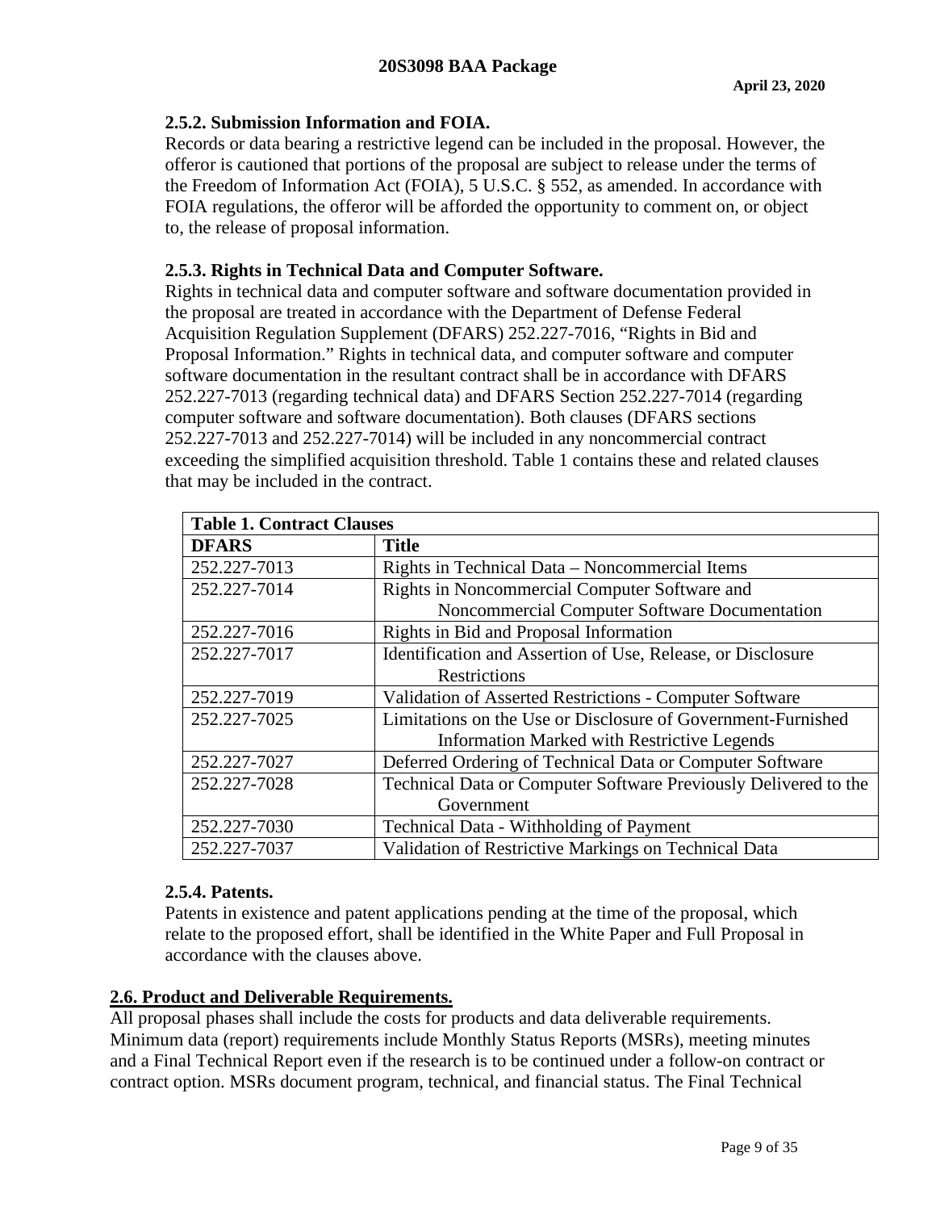### 2.5.2. Submission Information and FOIA.

Records or data bearing a restrictive legend can be included in the proposal. However, the offeror is cautioned that portions of the proposal are subject to release under the terms of the Freedom of Information Act (FOIA), 5 U.S.C. § 552, as amended. In accordance with FOIA regulations, the offeror will be afforded the opportunity to comment on, or object to, the release of proposal information.

### 2.5.3. Rights in Technical Data and Computer Software.

Rights in technical data and computer software and software documentation provided in the proposal are treated in accordance with the Department of Defense Federal Acquisition Regulation Supplement (DFARS) 252.227-7016, "Rights in Bid and Proposal Information." Rights in technical data, and computer software and computer software documentation in the resultant contract shall be in accordance with DFARS 252.227-7013 (regarding technical data) and DFARS Section 252.227-7014 (regarding computer software and software documentation). Both clauses (DFARS sections 252.227-7013 and 252.227-7014) will be included in any noncommercial contract exceeding the simplified acquisition threshold. Table 1 contains these and related clauses that may be included in the contract.

**Table 1. Contract Clauses**

| DFARS | Title |
|---|---|
| 252.227-7013 | Rights in Technical Data – Noncommercial Items |
| 252.227-7014 | Rights in Noncommercial Computer Software and Noncommercial Computer Software Documentation |
| 252.227-7016 | Rights in Bid and Proposal Information |
| 252.227-7017 | Identification and Assertion of Use, Release, or Disclosure Restrictions |
| 252.227-7019 | Validation of Asserted Restrictions - Computer Software |
| 252.227-7025 | Limitations on the Use or Disclosure of Government-Furnished Information Marked with Restrictive Legends |
| 252.227-7027 | Deferred Ordering of Technical Data or Computer Software |
| 252.227-7028 | Technical Data or Computer Software Previously Delivered to the Government |
| 252.227-7030 | Technical Data - Withholding of Payment |
| 252.227-7037 | Validation of Restrictive Markings on Technical Data |

### 2.5.4. Patents.

Patents in existence and patent applications pending at the time of the proposal, which relate to the proposed effort, shall be identified in the White Paper and Full Proposal in accordance with the clauses above.

## 2.6. Product and Deliverable Requirements.

All proposal phases shall include the costs for products and data deliverable requirements. Minimum data (report) requirements include Monthly Status Reports (MSRs), meeting minutes and a Final Technical Report even if the research is to be continued under a follow-on contract or contract option. MSRs document program, technical, and financial status. The Final Technical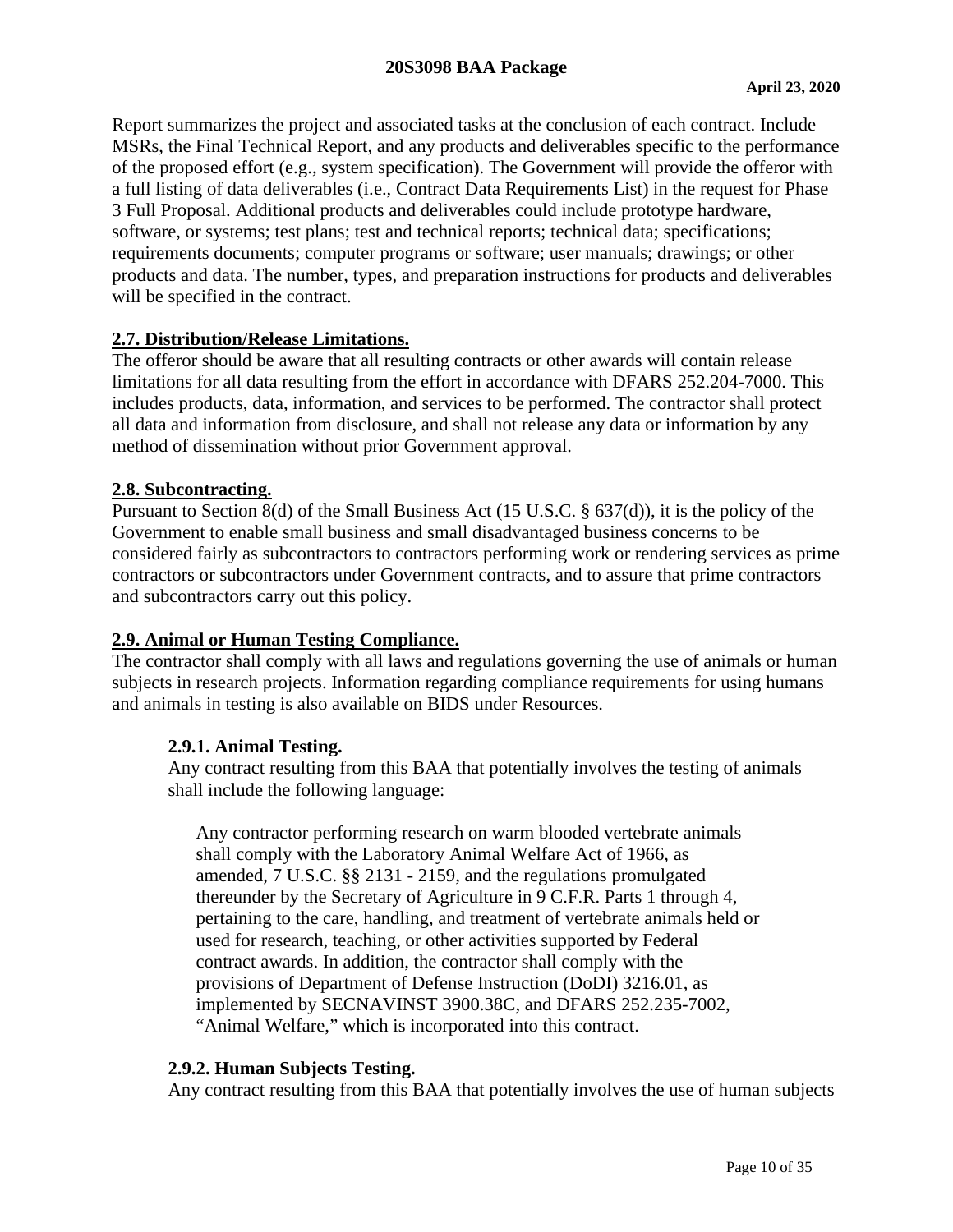Report summarizes the project and associated tasks at the conclusion of each contract. Include MSRs, the Final Technical Report, and any products and deliverables specific to the performance of the proposed effort (e.g., system specification). The Government will provide the offeror with a full listing of data deliverables (i.e., Contract Data Requirements List) in the request for Phase 3 Full Proposal. Additional products and deliverables could include prototype hardware, software, or systems; test plans; test and technical reports; technical data; specifications; requirements documents; computer programs or software; user manuals; drawings; or other products and data. The number, types, and preparation instructions for products and deliverables will be specified in the contract.

## 2.7. Distribution/Release Limitations.

The offeror should be aware that all resulting contracts or other awards will contain release limitations for all data resulting from the effort in accordance with DFARS 252.204-7000. This includes products, data, information, and services to be performed. The contractor shall protect all data and information from disclosure, and shall not release any data or information by any method of dissemination without prior Government approval.

## 2.8. Subcontracting.

Pursuant to Section 8(d) of the Small Business Act (15 U.S.C. § 637(d)), it is the policy of the Government to enable small business and small disadvantaged business concerns to be considered fairly as subcontractors to contractors performing work or rendering services as prime contractors or subcontractors under Government contracts, and to assure that prime contractors and subcontractors carry out this policy.

## 2.9. Animal or Human Testing Compliance.

The contractor shall comply with all laws and regulations governing the use of animals or human subjects in research projects. Information regarding compliance requirements for using humans and animals in testing is also available on BIDS under Resources.

### 2.9.1. Animal Testing.

Any contract resulting from this BAA that potentially involves the testing of animals shall include the following language:

> Any contractor performing research on warm blooded vertebrate animals shall comply with the Laboratory Animal Welfare Act of 1966, as amended, 7 U.S.C. §§ 2131 - 2159, and the regulations promulgated thereunder by the Secretary of Agriculture in 9 C.F.R. Parts 1 through 4, pertaining to the care, handling, and treatment of vertebrate animals held or used for research, teaching, or other activities supported by Federal contract awards. In addition, the contractor shall comply with the provisions of Department of Defense Instruction (DoDI) 3216.01, as implemented by SECNAVINST 3900.38C, and DFARS 252.235-7002, "Animal Welfare," which is incorporated into this contract.

### 2.9.2. Human Subjects Testing.

Any contract resulting from this BAA that potentially involves the use of human subjects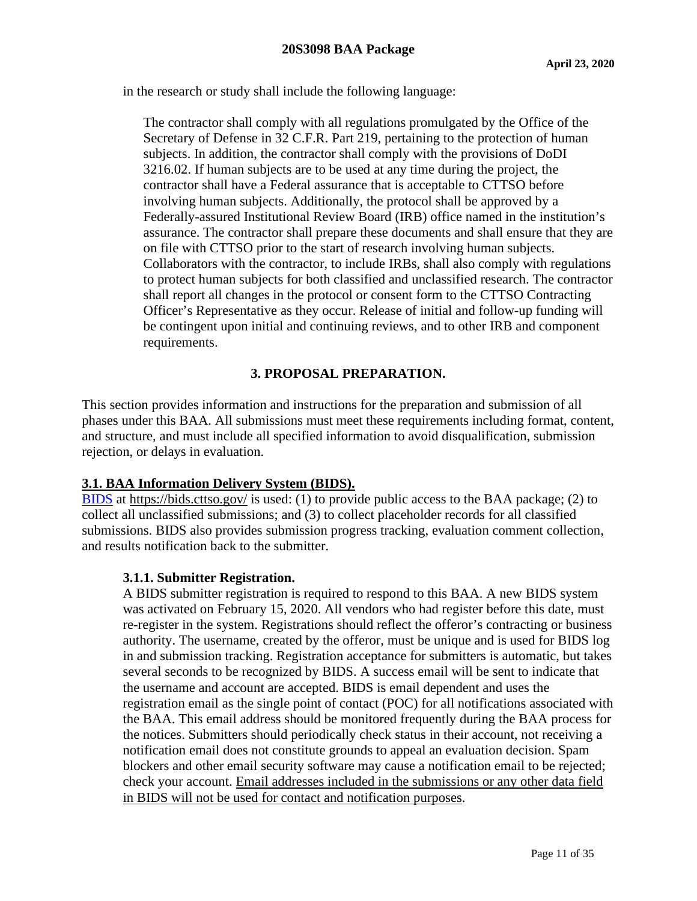in the research or study shall include the following language:

> The contractor shall comply with all regulations promulgated by the Office of the Secretary of Defense in 32 C.F.R. Part 219, pertaining to the protection of human subjects. In addition, the contractor shall comply with the provisions of DoDI 3216.02. If human subjects are to be used at any time during the project, the contractor shall have a Federal assurance that is acceptable to CTTSO before involving human subjects. Additionally, the protocol shall be approved by a Federally-assured Institutional Review Board (IRB) office named in the institution's assurance. The contractor shall prepare these documents and shall ensure that they are on file with CTTSO prior to the start of research involving human subjects. Collaborators with the contractor, to include IRBs, shall also comply with regulations to protect human subjects for both classified and unclassified research. The contractor shall report all changes in the protocol or consent form to the CTTSO Contracting Officer's Representative as they occur. Release of initial and follow-up funding will be contingent upon initial and continuing reviews, and to other IRB and component requirements.

## 3. PROPOSAL PREPARATION.

This section provides information and instructions for the preparation and submission of all phases under this BAA. All submissions must meet these requirements including format, content, and structure, and must include all specified information to avoid disqualification, submission rejection, or delays in evaluation.

### 3.1. BAA Information Delivery System (BIDS).

BIDS at https://bids.cttso.gov/ is used: (1) to provide public access to the BAA package; (2) to collect all unclassified submissions; and (3) to collect placeholder records for all classified submissions. BIDS also provides submission progress tracking, evaluation comment collection, and results notification back to the submitter.

#### 3.1.1. Submitter Registration.

A BIDS submitter registration is required to respond to this BAA. A new BIDS system was activated on February 15, 2020. All vendors who had register before this date, must re-register in the system. Registrations should reflect the offeror's contracting or business authority. The username, created by the offeror, must be unique and is used for BIDS log in and submission tracking. Registration acceptance for submitters is automatic, but takes several seconds to be recognized by BIDS. A success email will be sent to indicate that the username and account are accepted. BIDS is email dependent and uses the registration email as the single point of contact (POC) for all notifications associated with the BAA. This email address should be monitored frequently during the BAA process for the notices. Submitters should periodically check status in their account, not receiving a notification email does not constitute grounds to appeal an evaluation decision. Spam blockers and other email security software may cause a notification email to be rejected; check your account. Email addresses included in the submissions or any other data field in BIDS will not be used for contact and notification purposes.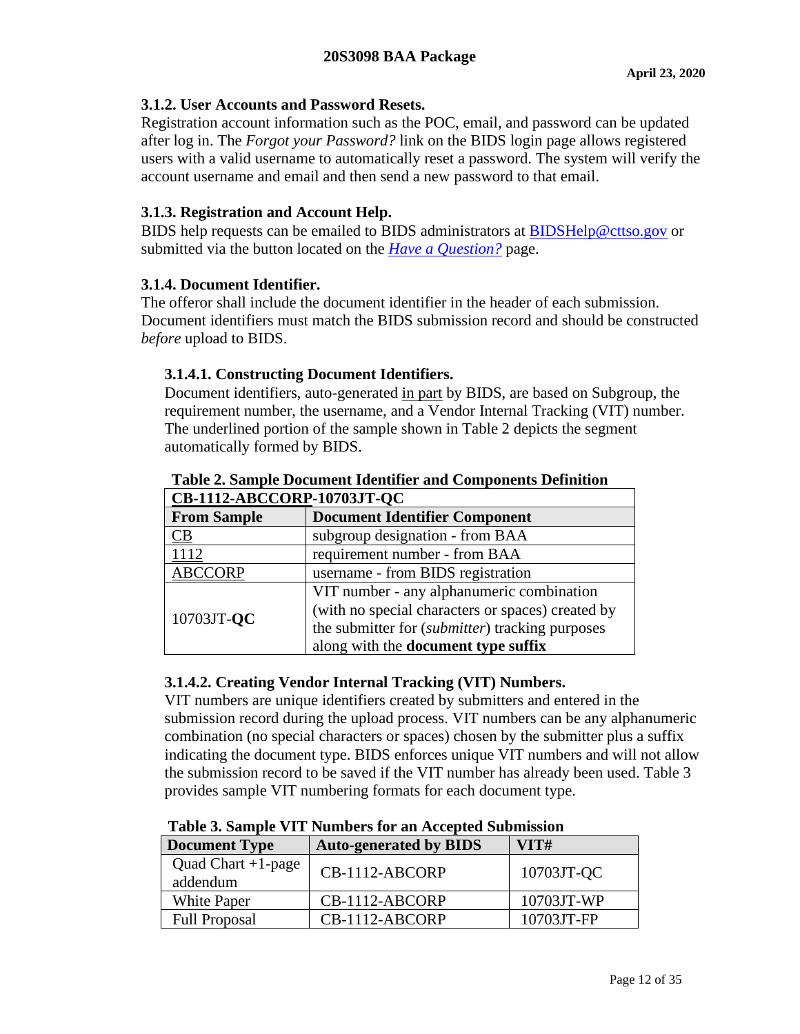### 3.1.2. User Accounts and Password Resets.

Registration account information such as the POC, email, and password can be updated after log in. The *Forgot your Password?* link on the BIDS login page allows registered users with a valid username to automatically reset a password. The system will verify the account username and email and then send a new password to that email.

### 3.1.3. Registration and Account Help.

BIDS help requests can be emailed to BIDS administrators at BIDSHelp@cttso.gov or submitted via the button located on the *Have a Question?* page.

### 3.1.4. Document Identifier.

The offeror shall include the document identifier in the header of each submission. Document identifiers must match the BIDS submission record and should be constructed *before* upload to BIDS.

#### 3.1.4.1. Constructing Document Identifiers.

Document identifiers, auto-generated in part by BIDS, are based on Subgroup, the requirement number, the username, and a Vendor Internal Tracking (VIT) number. The underlined portion of the sample shown in Table 2 depicts the segment automatically formed by BIDS.

**Table 2. Sample Document Identifier and Components Definition**

| **CB-1112-ABCCORP-10703JT-QC** | |
|---|---|
| **From Sample** | **Document Identifier Component** |
| CB | subgroup designation - from BAA |
| 1112 | requirement number - from BAA |
| ABCCORP | username - from BIDS registration |
| 10703JT-**QC** | VIT number - any alphanumeric combination (with no special characters or spaces) created by the submitter for (*submitter*) tracking purposes along with the **document type suffix** |

#### 3.1.4.2. Creating Vendor Internal Tracking (VIT) Numbers.

VIT numbers are unique identifiers created by submitters and entered in the submission record during the upload process. VIT numbers can be any alphanumeric combination (no special characters or spaces) chosen by the submitter plus a suffix indicating the document type. BIDS enforces unique VIT numbers and will not allow the submission record to be saved if the VIT number has already been used. Table 3 provides sample VIT numbering formats for each document type.

**Table 3. Sample VIT Numbers for an Accepted Submission**

| **Document Type** | **Auto-generated by BIDS** | **VIT#** |
|---|---|---|
| Quad Chart +1-page addendum | CB-1112-ABCORP | 10703JT-QC |
| White Paper | CB-1112-ABCORP | 10703JT-WP |
| Full Proposal | CB-1112-ABCORP | 10703JT-FP |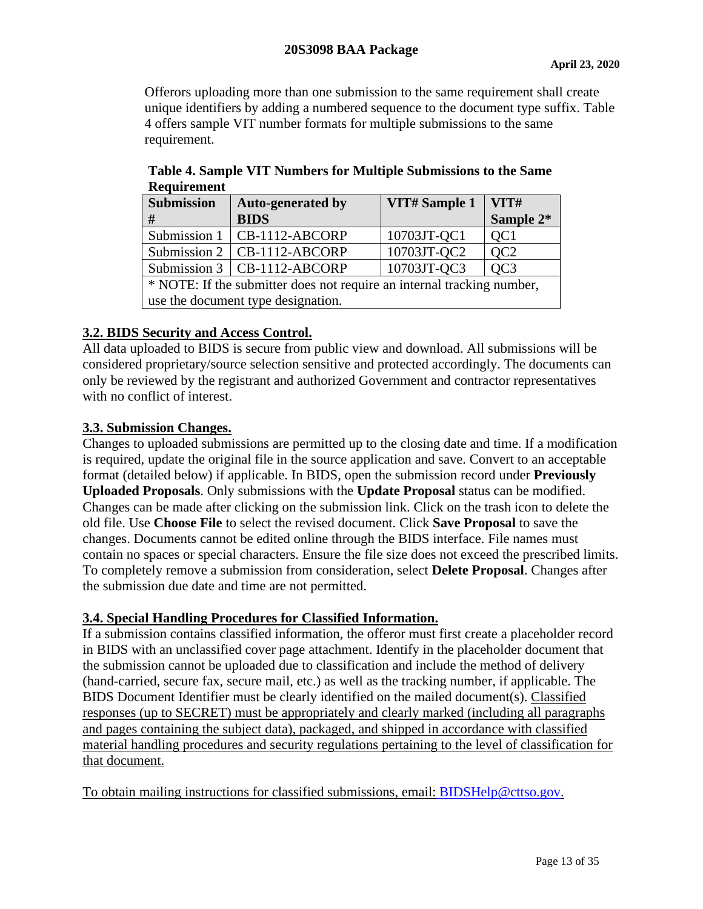Offerors uploading more than one submission to the same requirement shall create unique identifiers by adding a numbered sequence to the document type suffix. Table 4 offers sample VIT number formats for multiple submissions to the same requirement.

**Table 4. Sample VIT Numbers for Multiple Submissions to the Same Requirement**

| Submission # | Auto-generated by BIDS | VIT# Sample 1 | VIT# Sample 2* |
|---|---|---|---|
| Submission 1 | CB-1112-ABCORP | 10703JT-QC1 | QC1 |
| Submission 2 | CB-1112-ABCORP | 10703JT-QC2 | QC2 |
| Submission 3 | CB-1112-ABCORP | 10703JT-QC3 | QC3 |
| * NOTE: If the submitter does not require an internal tracking number, use the document type designation. | | | |

## 3.2. BIDS Security and Access Control.

All data uploaded to BIDS is secure from public view and download. All submissions will be considered proprietary/source selection sensitive and protected accordingly. The documents can only be reviewed by the registrant and authorized Government and contractor representatives with no conflict of interest.

## 3.3. Submission Changes.

Changes to uploaded submissions are permitted up to the closing date and time. If a modification is required, update the original file in the source application and save. Convert to an acceptable format (detailed below) if applicable. In BIDS, open the submission record under **Previously Uploaded Proposals**. Only submissions with the **Update Proposal** status can be modified. Changes can be made after clicking on the submission link. Click on the trash icon to delete the old file. Use **Choose File** to select the revised document. Click **Save Proposal** to save the changes. Documents cannot be edited online through the BIDS interface. File names must contain no spaces or special characters. Ensure the file size does not exceed the prescribed limits. To completely remove a submission from consideration, select **Delete Proposal**. Changes after the submission due date and time are not permitted.

## 3.4. Special Handling Procedures for Classified Information.

If a submission contains classified information, the offeror must first create a placeholder record in BIDS with an unclassified cover page attachment. Identify in the placeholder document that the submission cannot be uploaded due to classification and include the method of delivery (hand-carried, secure fax, secure mail, etc.) as well as the tracking number, if applicable. The BIDS Document Identifier must be clearly identified on the mailed document(s). Classified responses (up to SECRET) must be appropriately and clearly marked (including all paragraphs and pages containing the subject data), packaged, and shipped in accordance with classified material handling procedures and security regulations pertaining to the level of classification for that document.

To obtain mailing instructions for classified submissions, email: BIDSHelp@cttso.gov.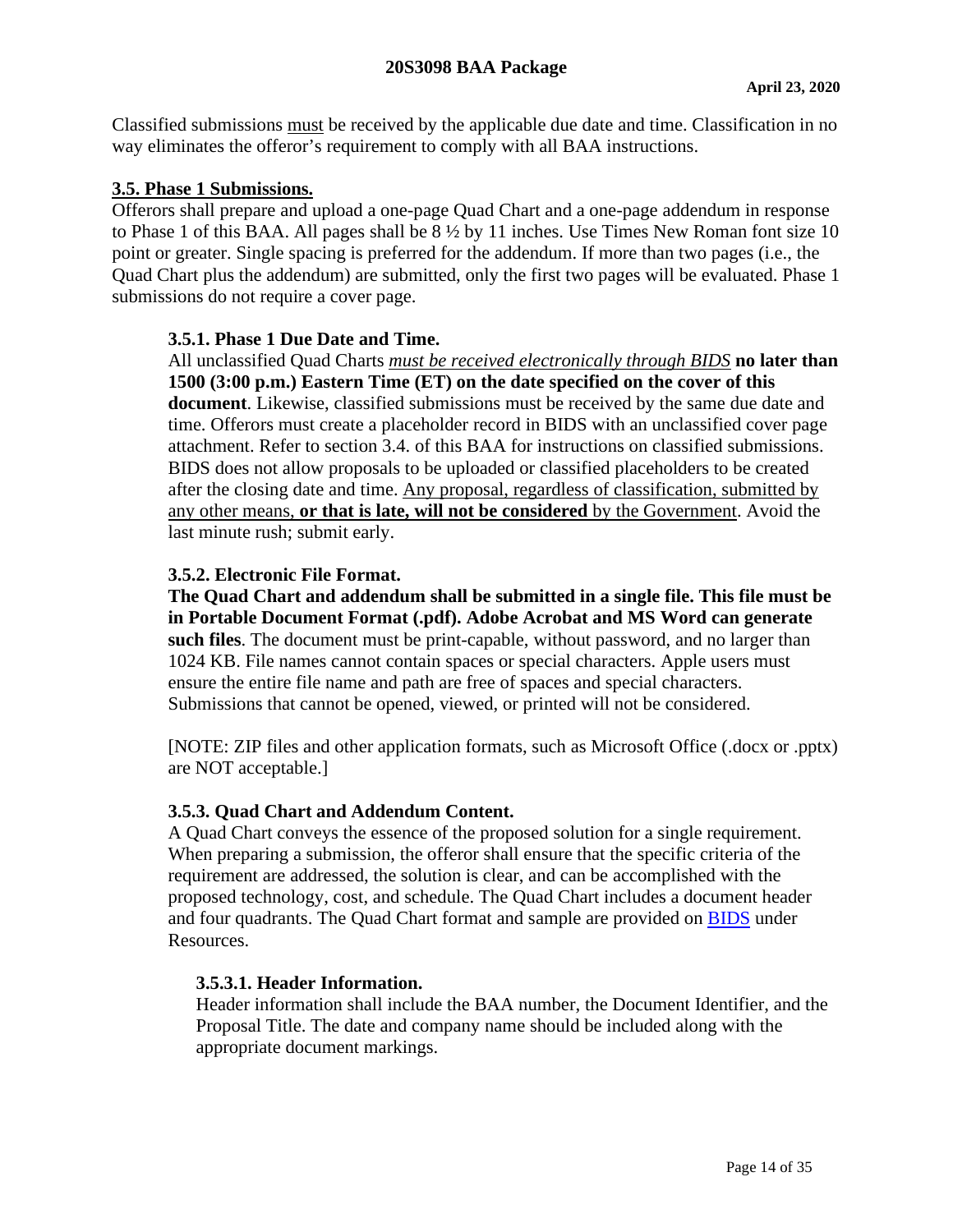Classified submissions <u>must</u> be received by the applicable due date and time. Classification in no way eliminates the offeror's requirement to comply with all BAA instructions.

## <u>3.5. Phase 1 Submissions.</u>

Offerors shall prepare and upload a one-page Quad Chart and a one-page addendum in response to Phase 1 of this BAA. All pages shall be 8 ½ by 11 inches. Use Times New Roman font size 10 point or greater. Single spacing is preferred for the addendum. If more than two pages (i.e., the Quad Chart plus the addendum) are submitted, only the first two pages will be evaluated. Phase 1 submissions do not require a cover page.

### 3.5.1. Phase 1 Due Date and Time.

All unclassified Quad Charts <u>*must be received electronically through BIDS*</u> **no later than 1500 (3:00 p.m.) Eastern Time (ET) on the date specified on the cover of this document**. Likewise, classified submissions must be received by the same due date and time. Offerors must create a placeholder record in BIDS with an unclassified cover page attachment. Refer to section 3.4. of this BAA for instructions on classified submissions. BIDS does not allow proposals to be uploaded or classified placeholders to be created after the closing date and time. <u>Any proposal, regardless of classification, submitted by any other means, **or that is late, will not be considered** by the Government</u>. Avoid the last minute rush; submit early.

### 3.5.2. Electronic File Format.

**The Quad Chart and addendum shall be submitted in a single file. This file must be in Portable Document Format (.pdf). Adobe Acrobat and MS Word can generate such files**. The document must be print-capable, without password, and no larger than 1024 KB. File names cannot contain spaces or special characters. Apple users must ensure the entire file name and path are free of spaces and special characters. Submissions that cannot be opened, viewed, or printed will not be considered.

[NOTE: ZIP files and other application formats, such as Microsoft Office (.docx or .pptx) are NOT acceptable.]

### 3.5.3. Quad Chart and Addendum Content.

A Quad Chart conveys the essence of the proposed solution for a single requirement. When preparing a submission, the offeror shall ensure that the specific criteria of the requirement are addressed, the solution is clear, and can be accomplished with the proposed technology, cost, and schedule. The Quad Chart includes a document header and four quadrants. The Quad Chart format and sample are provided on BIDS under Resources.

#### 3.5.3.1. Header Information.

Header information shall include the BAA number, the Document Identifier, and the Proposal Title. The date and company name should be included along with the appropriate document markings.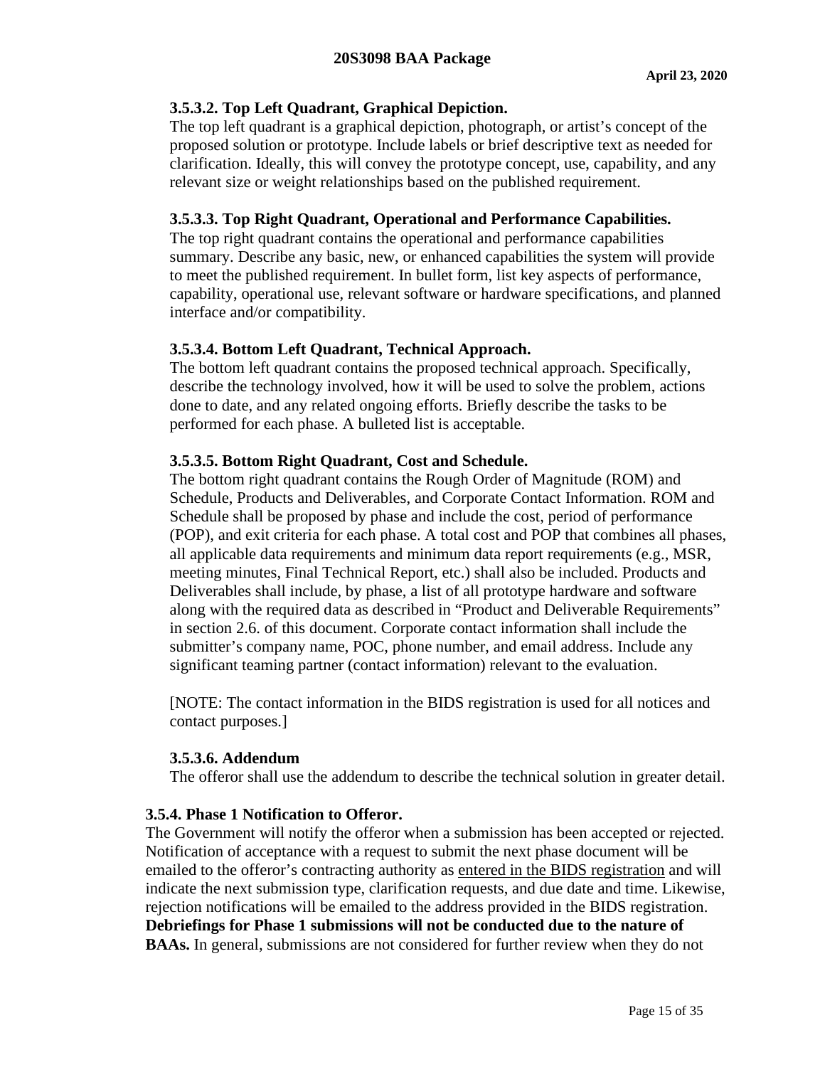### 3.5.3.2. Top Left Quadrant, Graphical Depiction.

The top left quadrant is a graphical depiction, photograph, or artist's concept of the proposed solution or prototype. Include labels or brief descriptive text as needed for clarification. Ideally, this will convey the prototype concept, use, capability, and any relevant size or weight relationships based on the published requirement.

### 3.5.3.3. Top Right Quadrant, Operational and Performance Capabilities.

The top right quadrant contains the operational and performance capabilities summary. Describe any basic, new, or enhanced capabilities the system will provide to meet the published requirement. In bullet form, list key aspects of performance, capability, operational use, relevant software or hardware specifications, and planned interface and/or compatibility.

### 3.5.3.4. Bottom Left Quadrant, Technical Approach.

The bottom left quadrant contains the proposed technical approach. Specifically, describe the technology involved, how it will be used to solve the problem, actions done to date, and any related ongoing efforts. Briefly describe the tasks to be performed for each phase. A bulleted list is acceptable.

### 3.5.3.5. Bottom Right Quadrant, Cost and Schedule.

The bottom right quadrant contains the Rough Order of Magnitude (ROM) and Schedule, Products and Deliverables, and Corporate Contact Information. ROM and Schedule shall be proposed by phase and include the cost, period of performance (POP), and exit criteria for each phase. A total cost and POP that combines all phases, all applicable data requirements and minimum data report requirements (e.g., MSR, meeting minutes, Final Technical Report, etc.) shall also be included. Products and Deliverables shall include, by phase, a list of all prototype hardware and software along with the required data as described in "Product and Deliverable Requirements" in section 2.6. of this document. Corporate contact information shall include the submitter's company name, POC, phone number, and email address. Include any significant teaming partner (contact information) relevant to the evaluation.

[NOTE: The contact information in the BIDS registration is used for all notices and contact purposes.]

### 3.5.3.6. Addendum

The offeror shall use the addendum to describe the technical solution in greater detail.

### 3.5.4. Phase 1 Notification to Offeror.

The Government will notify the offeror when a submission has been accepted or rejected. Notification of acceptance with a request to submit the next phase document will be emailed to the offeror's contracting authority as entered in the BIDS registration and will indicate the next submission type, clarification requests, and due date and time. Likewise, rejection notifications will be emailed to the address provided in the BIDS registration. **Debriefings for Phase 1 submissions will not be conducted due to the nature of BAAs.** In general, submissions are not considered for further review when they do not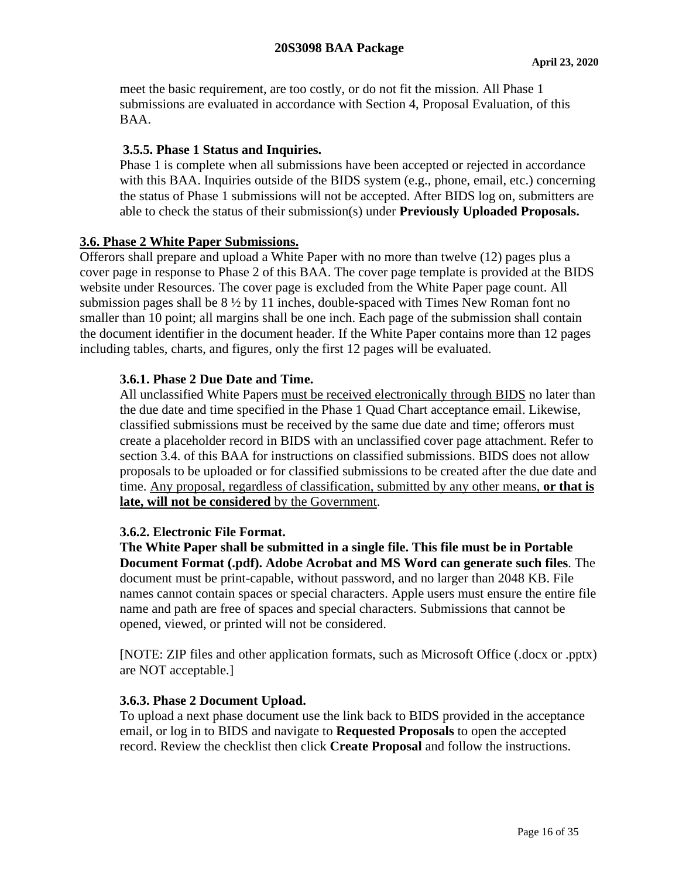meet the basic requirement, are too costly, or do not fit the mission. All Phase 1 submissions are evaluated in accordance with Section 4, Proposal Evaluation, of this BAA.

#### 3.5.5. Phase 1 Status and Inquiries.

Phase 1 is complete when all submissions have been accepted or rejected in accordance with this BAA. Inquiries outside of the BIDS system (e.g., phone, email, etc.) concerning the status of Phase 1 submissions will not be accepted. After BIDS log on, submitters are able to check the status of their submission(s) under **Previously Uploaded Proposals.**

### 3.6. Phase 2 White Paper Submissions.

Offerors shall prepare and upload a White Paper with no more than twelve (12) pages plus a cover page in response to Phase 2 of this BAA. The cover page template is provided at the BIDS website under Resources. The cover page is excluded from the White Paper page count. All submission pages shall be 8 ½ by 11 inches, double-spaced with Times New Roman font no smaller than 10 point; all margins shall be one inch. Each page of the submission shall contain the document identifier in the document header. If the White Paper contains more than 12 pages including tables, charts, and figures, only the first 12 pages will be evaluated.

#### 3.6.1. Phase 2 Due Date and Time.

All unclassified White Papers must be received electronically through BIDS no later than the due date and time specified in the Phase 1 Quad Chart acceptance email. Likewise, classified submissions must be received by the same due date and time; offerors must create a placeholder record in BIDS with an unclassified cover page attachment. Refer to section 3.4. of this BAA for instructions on classified submissions. BIDS does not allow proposals to be uploaded or for classified submissions to be created after the due date and time. Any proposal, regardless of classification, submitted by any other means, **or that is late, will not be considered** by the Government.

#### 3.6.2. Electronic File Format.

**The White Paper shall be submitted in a single file. This file must be in Portable Document Format (.pdf). Adobe Acrobat and MS Word can generate such files**. The document must be print-capable, without password, and no larger than 2048 KB. File names cannot contain spaces or special characters. Apple users must ensure the entire file name and path are free of spaces and special characters. Submissions that cannot be opened, viewed, or printed will not be considered.

[NOTE: ZIP files and other application formats, such as Microsoft Office (.docx or .pptx) are NOT acceptable.]

#### 3.6.3. Phase 2 Document Upload.

To upload a next phase document use the link back to BIDS provided in the acceptance email, or log in to BIDS and navigate to **Requested Proposals** to open the accepted record. Review the checklist then click **Create Proposal** and follow the instructions.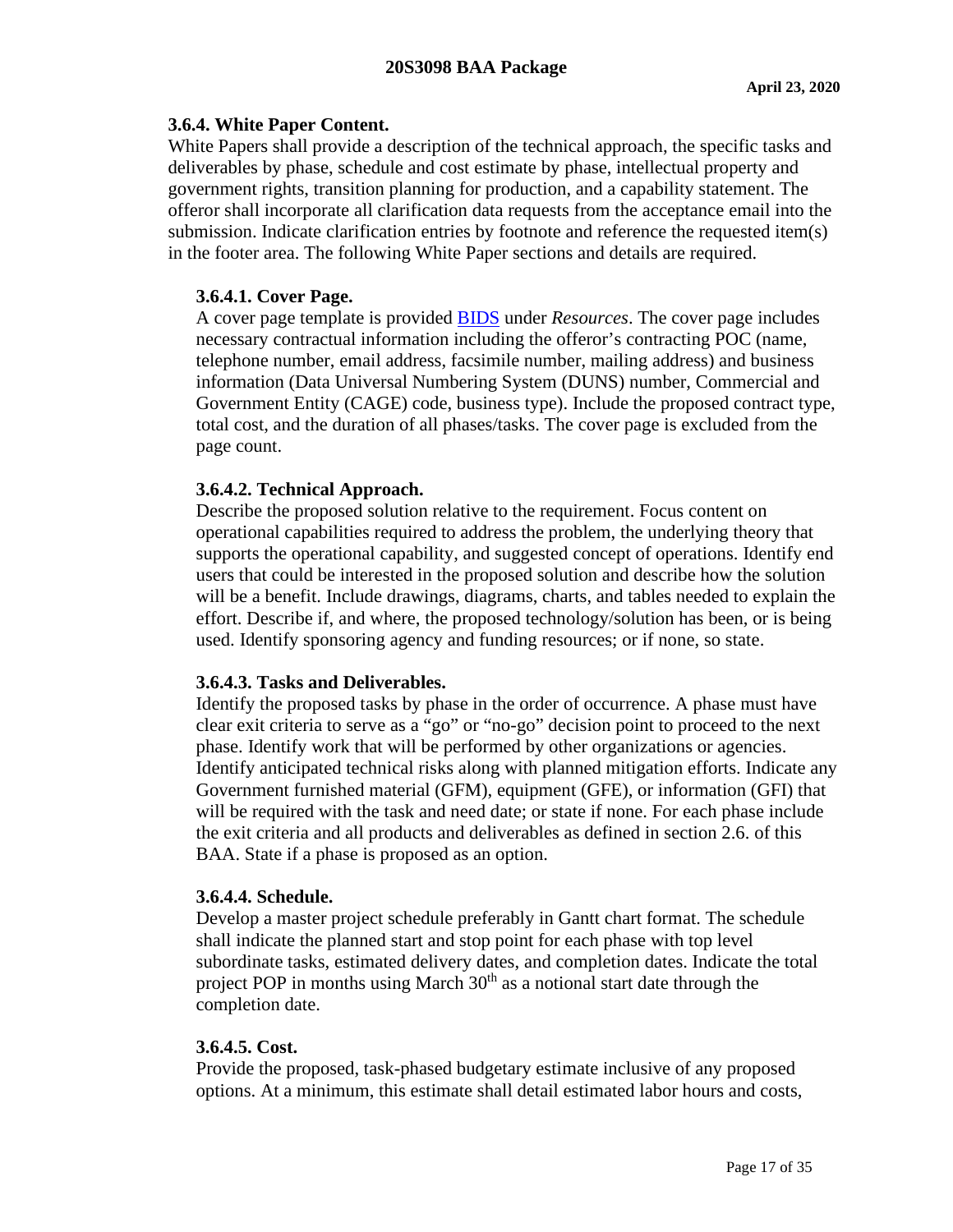### 3.6.4. White Paper Content.

White Papers shall provide a description of the technical approach, the specific tasks and deliverables by phase, schedule and cost estimate by phase, intellectual property and government rights, transition planning for production, and a capability statement. The offeror shall incorporate all clarification data requests from the acceptance email into the submission. Indicate clarification entries by footnote and reference the requested item(s) in the footer area. The following White Paper sections and details are required.

#### 3.6.4.1. Cover Page.

A cover page template is provided BIDS under *Resources*. The cover page includes necessary contractual information including the offeror's contracting POC (name, telephone number, email address, facsimile number, mailing address) and business information (Data Universal Numbering System (DUNS) number, Commercial and Government Entity (CAGE) code, business type). Include the proposed contract type, total cost, and the duration of all phases/tasks. The cover page is excluded from the page count.

#### 3.6.4.2. Technical Approach.

Describe the proposed solution relative to the requirement. Focus content on operational capabilities required to address the problem, the underlying theory that supports the operational capability, and suggested concept of operations. Identify end users that could be interested in the proposed solution and describe how the solution will be a benefit. Include drawings, diagrams, charts, and tables needed to explain the effort. Describe if, and where, the proposed technology/solution has been, or is being used. Identify sponsoring agency and funding resources; or if none, so state.

#### 3.6.4.3. Tasks and Deliverables.

Identify the proposed tasks by phase in the order of occurrence. A phase must have clear exit criteria to serve as a "go" or "no-go" decision point to proceed to the next phase. Identify work that will be performed by other organizations or agencies. Identify anticipated technical risks along with planned mitigation efforts. Indicate any Government furnished material (GFM), equipment (GFE), or information (GFI) that will be required with the task and need date; or state if none. For each phase include the exit criteria and all products and deliverables as defined in section 2.6. of this BAA. State if a phase is proposed as an option.

#### 3.6.4.4. Schedule.

Develop a master project schedule preferably in Gantt chart format. The schedule shall indicate the planned start and stop point for each phase with top level subordinate tasks, estimated delivery dates, and completion dates. Indicate the total project POP in months using March 30th as a notional start date through the completion date.

#### 3.6.4.5. Cost.

Provide the proposed, task-phased budgetary estimate inclusive of any proposed options. At a minimum, this estimate shall detail estimated labor hours and costs,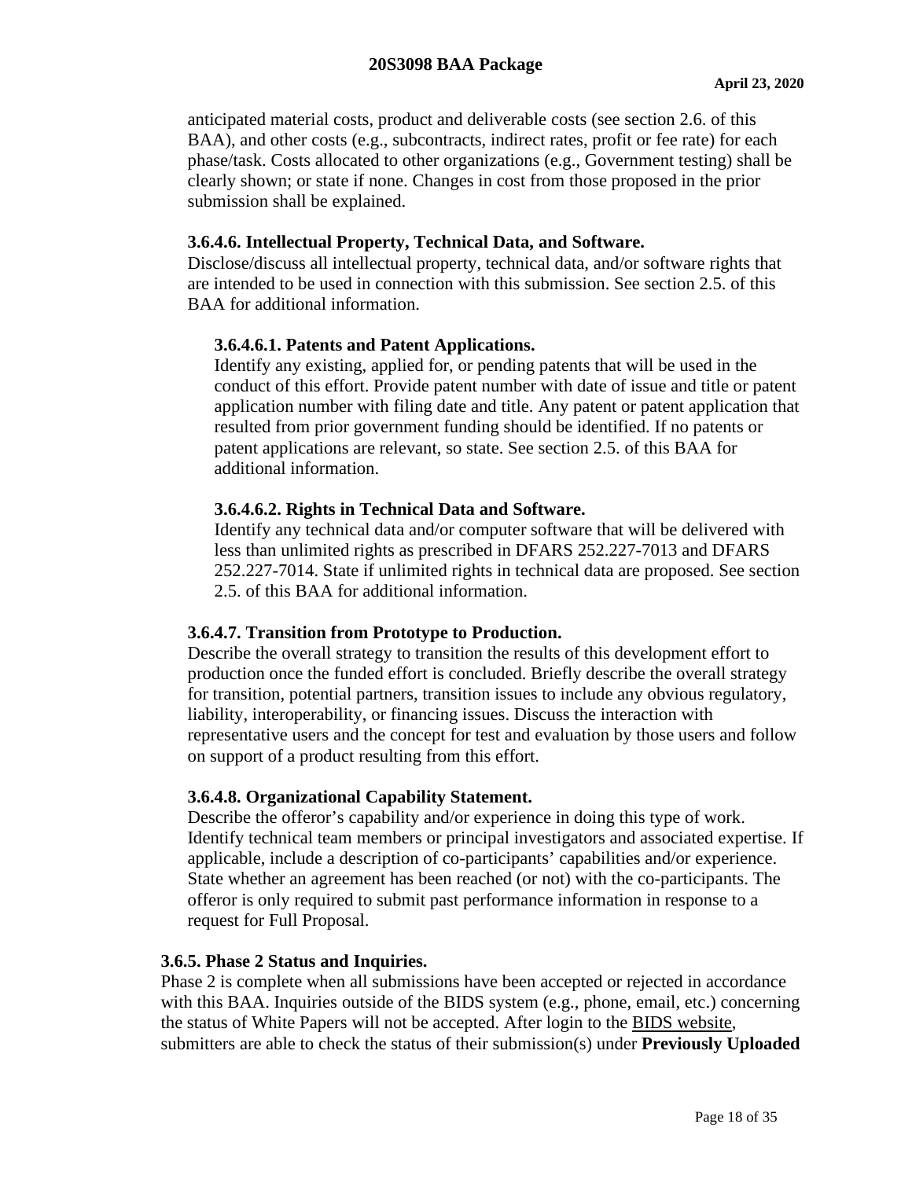anticipated material costs, product and deliverable costs (see section 2.6. of this BAA), and other costs (e.g., subcontracts, indirect rates, profit or fee rate) for each phase/task. Costs allocated to other organizations (e.g., Government testing) shall be clearly shown; or state if none. Changes in cost from those proposed in the prior submission shall be explained.

#### 3.6.4.6. Intellectual Property, Technical Data, and Software.

Disclose/discuss all intellectual property, technical data, and/or software rights that are intended to be used in connection with this submission. See section 2.5. of this BAA for additional information.

##### 3.6.4.6.1. Patents and Patent Applications.

Identify any existing, applied for, or pending patents that will be used in the conduct of this effort. Provide patent number with date of issue and title or patent application number with filing date and title. Any patent or patent application that resulted from prior government funding should be identified. If no patents or patent applications are relevant, so state. See section 2.5. of this BAA for additional information.

##### 3.6.4.6.2. Rights in Technical Data and Software.

Identify any technical data and/or computer software that will be delivered with less than unlimited rights as prescribed in DFARS 252.227-7013 and DFARS 252.227-7014. State if unlimited rights in technical data are proposed. See section 2.5. of this BAA for additional information.

#### 3.6.4.7. Transition from Prototype to Production.

Describe the overall strategy to transition the results of this development effort to production once the funded effort is concluded. Briefly describe the overall strategy for transition, potential partners, transition issues to include any obvious regulatory, liability, interoperability, or financing issues. Discuss the interaction with representative users and the concept for test and evaluation by those users and follow on support of a product resulting from this effort.

#### 3.6.4.8. Organizational Capability Statement.

Describe the offeror's capability and/or experience in doing this type of work. Identify technical team members or principal investigators and associated expertise. If applicable, include a description of co-participants' capabilities and/or experience. State whether an agreement has been reached (or not) with the co-participants. The offeror is only required to submit past performance information in response to a request for Full Proposal.

### 3.6.5. Phase 2 Status and Inquiries.

Phase 2 is complete when all submissions have been accepted or rejected in accordance with this BAA. Inquiries outside of the BIDS system (e.g., phone, email, etc.) concerning the status of White Papers will not be accepted. After login to the BIDS website, submitters are able to check the status of their submission(s) under **Previously Uploaded**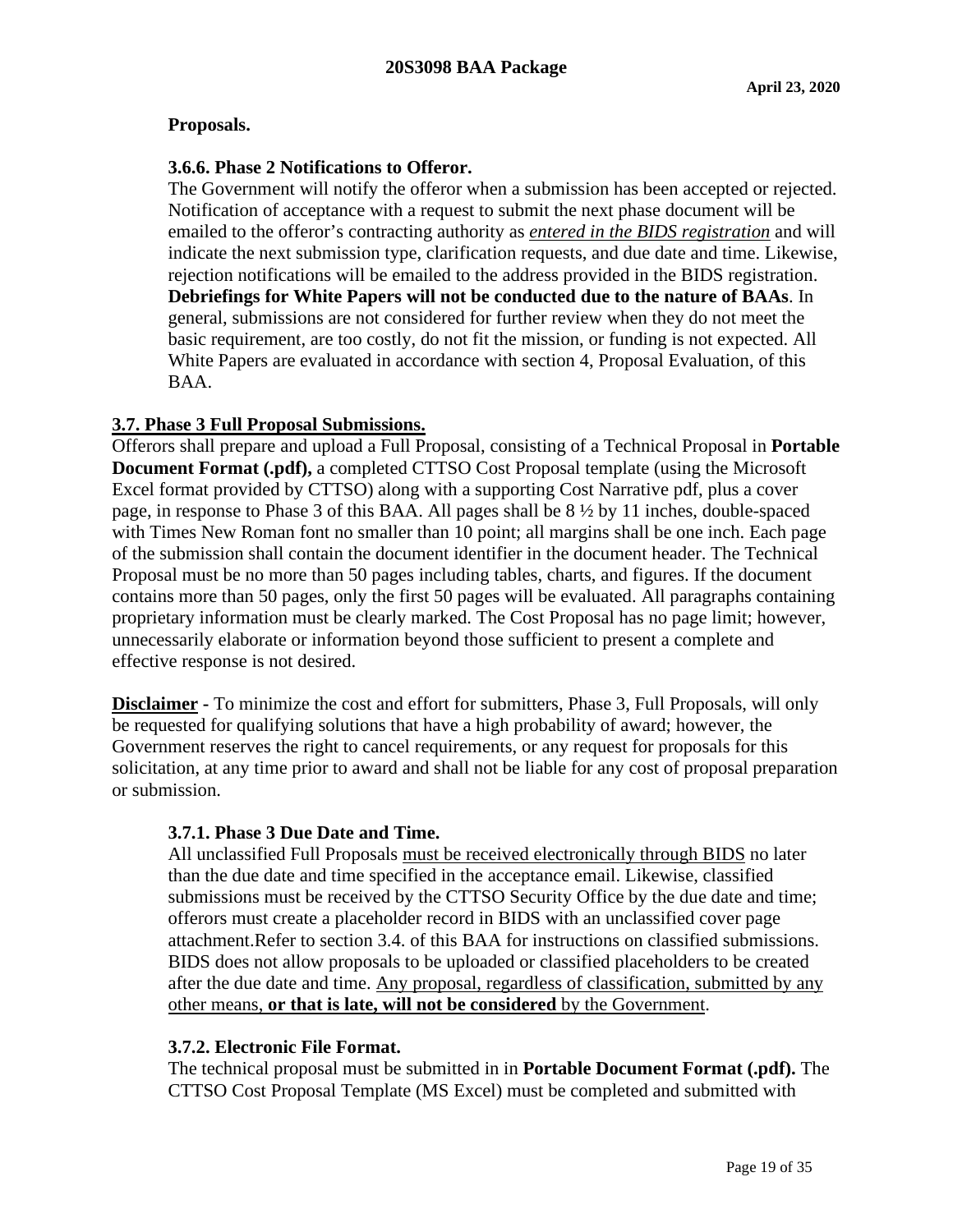**Proposals.**

### 3.6.6. Phase 2 Notifications to Offeror.

The Government will notify the offeror when a submission has been accepted or rejected. Notification of acceptance with a request to submit the next phase document will be emailed to the offeror's contracting authority as *entered in the BIDS registration* and will indicate the next submission type, clarification requests, and due date and time. Likewise, rejection notifications will be emailed to the address provided in the BIDS registration. **Debriefings for White Papers will not be conducted due to the nature of BAAs**. In general, submissions are not considered for further review when they do not meet the basic requirement, are too costly, do not fit the mission, or funding is not expected. All White Papers are evaluated in accordance with section 4, Proposal Evaluation, of this BAA.

## 3.7. Phase 3 Full Proposal Submissions.

Offerors shall prepare and upload a Full Proposal, consisting of a Technical Proposal in **Portable Document Format (.pdf),** a completed CTTSO Cost Proposal template (using the Microsoft Excel format provided by CTTSO) along with a supporting Cost Narrative pdf, plus a cover page, in response to Phase 3 of this BAA. All pages shall be 8 ½ by 11 inches, double-spaced with Times New Roman font no smaller than 10 point; all margins shall be one inch. Each page of the submission shall contain the document identifier in the document header. The Technical Proposal must be no more than 50 pages including tables, charts, and figures. If the document contains more than 50 pages, only the first 50 pages will be evaluated. All paragraphs containing proprietary information must be clearly marked. The Cost Proposal has no page limit; however, unnecessarily elaborate or information beyond those sufficient to present a complete and effective response is not desired.

**Disclaimer** - To minimize the cost and effort for submitters, Phase 3, Full Proposals, will only be requested for qualifying solutions that have a high probability of award; however, the Government reserves the right to cancel requirements, or any request for proposals for this solicitation, at any time prior to award and shall not be liable for any cost of proposal preparation or submission.

### 3.7.1. Phase 3 Due Date and Time.

All unclassified Full Proposals must be received electronically through BIDS no later than the due date and time specified in the acceptance email. Likewise, classified submissions must be received by the CTTSO Security Office by the due date and time; offerors must create a placeholder record in BIDS with an unclassified cover page attachment.Refer to section 3.4. of this BAA for instructions on classified submissions. BIDS does not allow proposals to be uploaded or classified placeholders to be created after the due date and time. Any proposal, regardless of classification, submitted by any other means, **or that is late, will not be considered** by the Government.

### 3.7.2. Electronic File Format.

The technical proposal must be submitted in in **Portable Document Format (.pdf).** The CTTSO Cost Proposal Template (MS Excel) must be completed and submitted with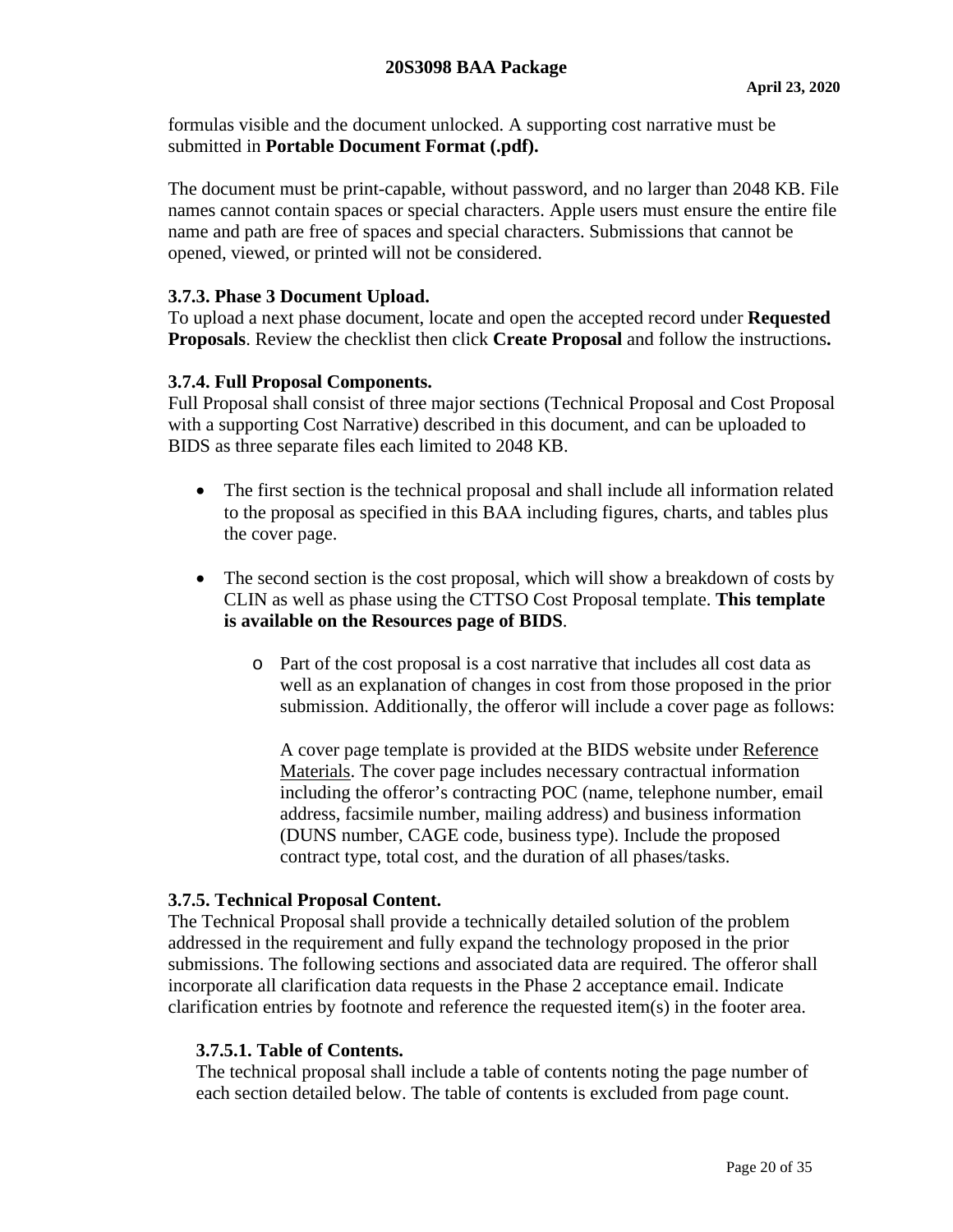formulas visible and the document unlocked. A supporting cost narrative must be submitted in **Portable Document Format (.pdf).**

The document must be print-capable, without password, and no larger than 2048 KB. File names cannot contain spaces or special characters. Apple users must ensure the entire file name and path are free of spaces and special characters. Submissions that cannot be opened, viewed, or printed will not be considered.

### 3.7.3. Phase 3 Document Upload.

To upload a next phase document, locate and open the accepted record under **Requested Proposals**. Review the checklist then click **Create Proposal** and follow the instructions**.**

### 3.7.4. Full Proposal Components.

Full Proposal shall consist of three major sections (Technical Proposal and Cost Proposal with a supporting Cost Narrative) described in this document, and can be uploaded to BIDS as three separate files each limited to 2048 KB.

- The first section is the technical proposal and shall include all information related to the proposal as specified in this BAA including figures, charts, and tables plus the cover page.
- The second section is the cost proposal, which will show a breakdown of costs by CLIN as well as phase using the CTTSO Cost Proposal template. **This template is available on the Resources page of BIDS**.
  - Part of the cost proposal is a cost narrative that includes all cost data as well as an explanation of changes in cost from those proposed in the prior submission. Additionally, the offeror will include a cover page as follows:

    A cover page template is provided at the BIDS website under Reference Materials. The cover page includes necessary contractual information including the offeror's contracting POC (name, telephone number, email address, facsimile number, mailing address) and business information (DUNS number, CAGE code, business type). Include the proposed contract type, total cost, and the duration of all phases/tasks.

### 3.7.5. Technical Proposal Content.

The Technical Proposal shall provide a technically detailed solution of the problem addressed in the requirement and fully expand the technology proposed in the prior submissions. The following sections and associated data are required. The offeror shall incorporate all clarification data requests in the Phase 2 acceptance email. Indicate clarification entries by footnote and reference the requested item(s) in the footer area.

#### 3.7.5.1. Table of Contents.

The technical proposal shall include a table of contents noting the page number of each section detailed below. The table of contents is excluded from page count.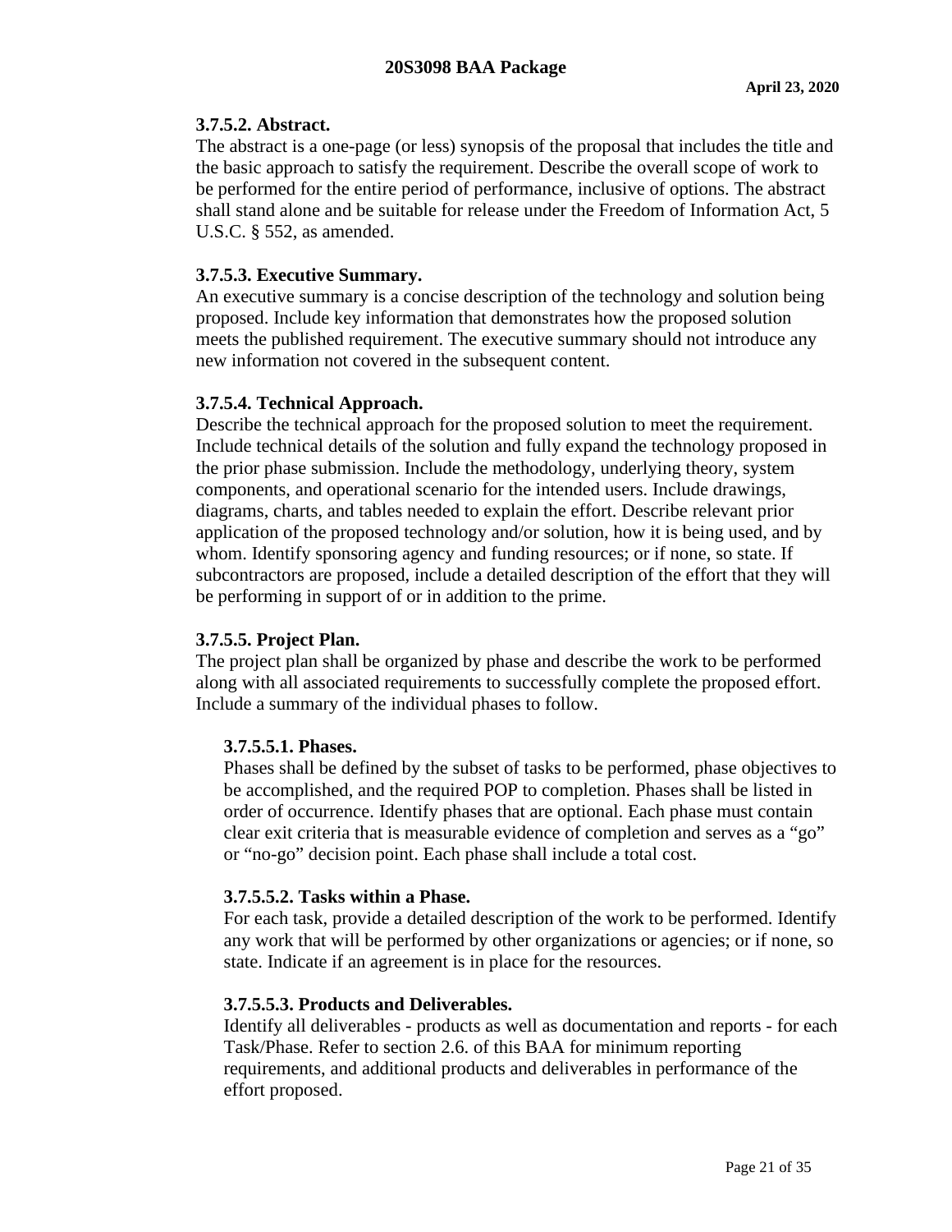### 3.7.5.2. Abstract.

The abstract is a one-page (or less) synopsis of the proposal that includes the title and the basic approach to satisfy the requirement. Describe the overall scope of work to be performed for the entire period of performance, inclusive of options. The abstract shall stand alone and be suitable for release under the Freedom of Information Act, 5 U.S.C. § 552, as amended.

### 3.7.5.3. Executive Summary.

An executive summary is a concise description of the technology and solution being proposed. Include key information that demonstrates how the proposed solution meets the published requirement. The executive summary should not introduce any new information not covered in the subsequent content.

### 3.7.5.4. Technical Approach.

Describe the technical approach for the proposed solution to meet the requirement. Include technical details of the solution and fully expand the technology proposed in the prior phase submission. Include the methodology, underlying theory, system components, and operational scenario for the intended users. Include drawings, diagrams, charts, and tables needed to explain the effort. Describe relevant prior application of the proposed technology and/or solution, how it is being used, and by whom. Identify sponsoring agency and funding resources; or if none, so state. If subcontractors are proposed, include a detailed description of the effort that they will be performing in support of or in addition to the prime.

### 3.7.5.5. Project Plan.

The project plan shall be organized by phase and describe the work to be performed along with all associated requirements to successfully complete the proposed effort. Include a summary of the individual phases to follow.

#### 3.7.5.5.1. Phases.

Phases shall be defined by the subset of tasks to be performed, phase objectives to be accomplished, and the required POP to completion. Phases shall be listed in order of occurrence. Identify phases that are optional. Each phase must contain clear exit criteria that is measurable evidence of completion and serves as a "go" or "no-go" decision point. Each phase shall include a total cost.

#### 3.7.5.5.2. Tasks within a Phase.

For each task, provide a detailed description of the work to be performed. Identify any work that will be performed by other organizations or agencies; or if none, so state. Indicate if an agreement is in place for the resources.

#### 3.7.5.5.3. Products and Deliverables.

Identify all deliverables - products as well as documentation and reports - for each Task/Phase. Refer to section 2.6. of this BAA for minimum reporting requirements, and additional products and deliverables in performance of the effort proposed.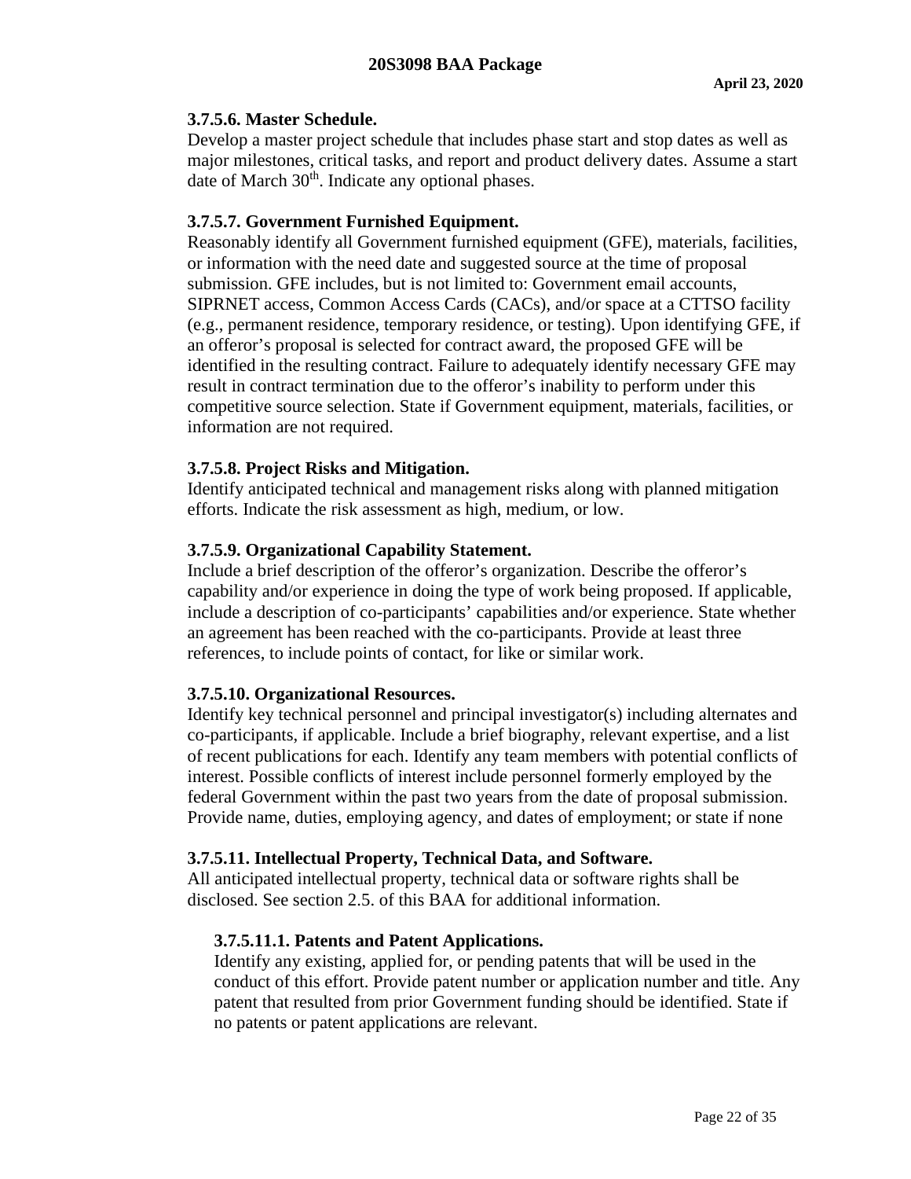### 3.7.5.6. Master Schedule.

Develop a master project schedule that includes phase start and stop dates as well as major milestones, critical tasks, and report and product delivery dates. Assume a start date of March 30th. Indicate any optional phases.

### 3.7.5.7. Government Furnished Equipment.

Reasonably identify all Government furnished equipment (GFE), materials, facilities, or information with the need date and suggested source at the time of proposal submission. GFE includes, but is not limited to: Government email accounts, SIPRNET access, Common Access Cards (CACs), and/or space at a CTTSO facility (e.g., permanent residence, temporary residence, or testing). Upon identifying GFE, if an offeror's proposal is selected for contract award, the proposed GFE will be identified in the resulting contract. Failure to adequately identify necessary GFE may result in contract termination due to the offeror's inability to perform under this competitive source selection. State if Government equipment, materials, facilities, or information are not required.

### 3.7.5.8. Project Risks and Mitigation.

Identify anticipated technical and management risks along with planned mitigation efforts. Indicate the risk assessment as high, medium, or low.

### 3.7.5.9. Organizational Capability Statement.

Include a brief description of the offeror's organization. Describe the offeror's capability and/or experience in doing the type of work being proposed. If applicable, include a description of co-participants' capabilities and/or experience. State whether an agreement has been reached with the co-participants. Provide at least three references, to include points of contact, for like or similar work.

### 3.7.5.10. Organizational Resources.

Identify key technical personnel and principal investigator(s) including alternates and co-participants, if applicable. Include a brief biography, relevant expertise, and a list of recent publications for each. Identify any team members with potential conflicts of interest. Possible conflicts of interest include personnel formerly employed by the federal Government within the past two years from the date of proposal submission. Provide name, duties, employing agency, and dates of employment; or state if none

### 3.7.5.11. Intellectual Property, Technical Data, and Software.

All anticipated intellectual property, technical data or software rights shall be disclosed. See section 2.5. of this BAA for additional information.

#### 3.7.5.11.1. Patents and Patent Applications.

Identify any existing, applied for, or pending patents that will be used in the conduct of this effort. Provide patent number or application number and title. Any patent that resulted from prior Government funding should be identified. State if no patents or patent applications are relevant.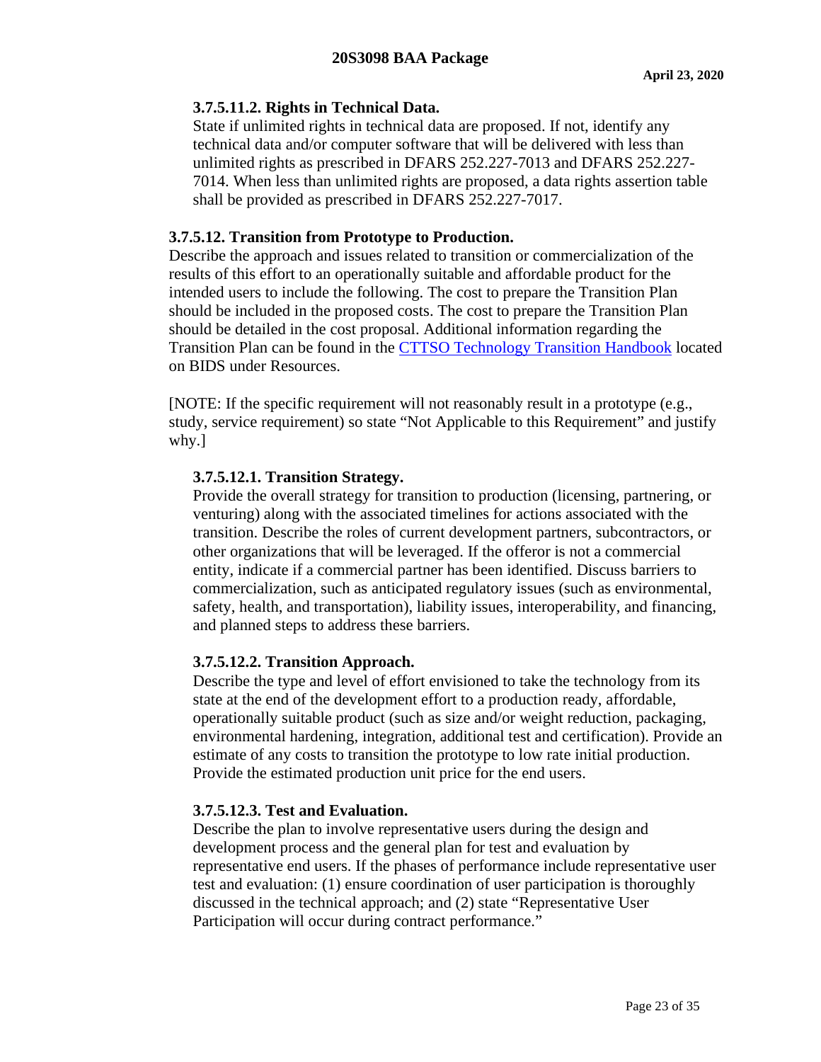#### 3.7.5.11.2. Rights in Technical Data.

State if unlimited rights in technical data are proposed. If not, identify any technical data and/or computer software that will be delivered with less than unlimited rights as prescribed in DFARS 252.227-7013 and DFARS 252.227-7014. When less than unlimited rights are proposed, a data rights assertion table shall be provided as prescribed in DFARS 252.227-7017.

### 3.7.5.12. Transition from Prototype to Production.

Describe the approach and issues related to transition or commercialization of the results of this effort to an operationally suitable and affordable product for the intended users to include the following. The cost to prepare the Transition Plan should be included in the proposed costs. The cost to prepare the Transition Plan should be detailed in the cost proposal. Additional information regarding the Transition Plan can be found in the CTTSO Technology Transition Handbook located on BIDS under Resources.

[NOTE: If the specific requirement will not reasonably result in a prototype (e.g., study, service requirement) so state "Not Applicable to this Requirement" and justify why.]

#### 3.7.5.12.1. Transition Strategy.

Provide the overall strategy for transition to production (licensing, partnering, or venturing) along with the associated timelines for actions associated with the transition. Describe the roles of current development partners, subcontractors, or other organizations that will be leveraged. If the offeror is not a commercial entity, indicate if a commercial partner has been identified. Discuss barriers to commercialization, such as anticipated regulatory issues (such as environmental, safety, health, and transportation), liability issues, interoperability, and financing, and planned steps to address these barriers.

#### 3.7.5.12.2. Transition Approach.

Describe the type and level of effort envisioned to take the technology from its state at the end of the development effort to a production ready, affordable, operationally suitable product (such as size and/or weight reduction, packaging, environmental hardening, integration, additional test and certification). Provide an estimate of any costs to transition the prototype to low rate initial production. Provide the estimated production unit price for the end users.

#### 3.7.5.12.3. Test and Evaluation.

Describe the plan to involve representative users during the design and development process and the general plan for test and evaluation by representative end users. If the phases of performance include representative user test and evaluation: (1) ensure coordination of user participation is thoroughly discussed in the technical approach; and (2) state "Representative User Participation will occur during contract performance."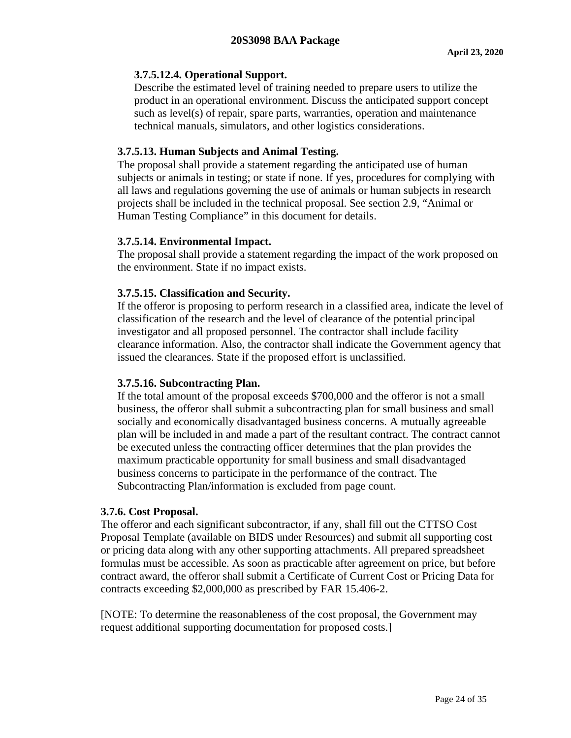#### 3.7.5.12.4. Operational Support.

Describe the estimated level of training needed to prepare users to utilize the product in an operational environment. Discuss the anticipated support concept such as level(s) of repair, spare parts, warranties, operation and maintenance technical manuals, simulators, and other logistics considerations.

### 3.7.5.13. Human Subjects and Animal Testing.

The proposal shall provide a statement regarding the anticipated use of human subjects or animals in testing; or state if none. If yes, procedures for complying with all laws and regulations governing the use of animals or human subjects in research projects shall be included in the technical proposal. See section 2.9, "Animal or Human Testing Compliance" in this document for details.

### 3.7.5.14. Environmental Impact.

The proposal shall provide a statement regarding the impact of the work proposed on the environment. State if no impact exists.

### 3.7.5.15. Classification and Security.

If the offeror is proposing to perform research in a classified area, indicate the level of classification of the research and the level of clearance of the potential principal investigator and all proposed personnel. The contractor shall include facility clearance information. Also, the contractor shall indicate the Government agency that issued the clearances. State if the proposed effort is unclassified.

### 3.7.5.16. Subcontracting Plan.

If the total amount of the proposal exceeds $700,000 and the offeror is not a small business, the offeror shall submit a subcontracting plan for small business and small socially and economically disadvantaged business concerns. A mutually agreeable plan will be included in and made a part of the resultant contract. The contract cannot be executed unless the contracting officer determines that the plan provides the maximum practicable opportunity for small business and small disadvantaged business concerns to participate in the performance of the contract. The Subcontracting Plan/information is excluded from page count.

## 3.7.6. Cost Proposal.

The offeror and each significant subcontractor, if any, shall fill out the CTTSO Cost Proposal Template (available on BIDS under Resources) and submit all supporting cost or pricing data along with any other supporting attachments. All prepared spreadsheet formulas must be accessible. As soon as practicable after agreement on price, but before contract award, the offeror shall submit a Certificate of Current Cost or Pricing Data for contracts exceeding $2,000,000 as prescribed by FAR 15.406-2.

[NOTE: To determine the reasonableness of the cost proposal, the Government may request additional supporting documentation for proposed costs.]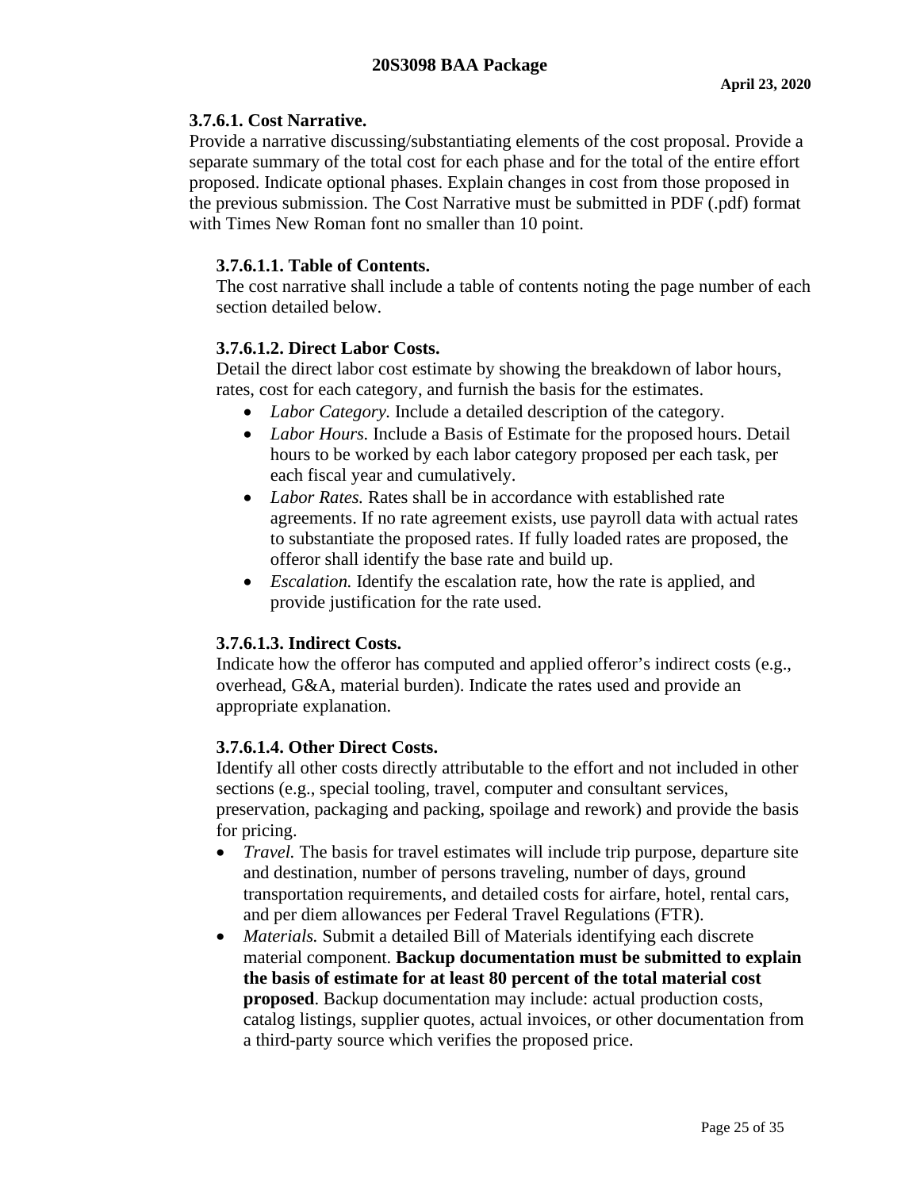### 3.7.6.1. Cost Narrative.

Provide a narrative discussing/substantiating elements of the cost proposal. Provide a separate summary of the total cost for each phase and for the total of the entire effort proposed. Indicate optional phases. Explain changes in cost from those proposed in the previous submission. The Cost Narrative must be submitted in PDF (.pdf) format with Times New Roman font no smaller than 10 point.

#### 3.7.6.1.1. Table of Contents.

The cost narrative shall include a table of contents noting the page number of each section detailed below.

#### 3.7.6.1.2. Direct Labor Costs.

Detail the direct labor cost estimate by showing the breakdown of labor hours, rates, cost for each category, and furnish the basis for the estimates.

- *Labor Category.* Include a detailed description of the category.
- *Labor Hours.* Include a Basis of Estimate for the proposed hours. Detail hours to be worked by each labor category proposed per each task, per each fiscal year and cumulatively.
- *Labor Rates.* Rates shall be in accordance with established rate agreements. If no rate agreement exists, use payroll data with actual rates to substantiate the proposed rates. If fully loaded rates are proposed, the offeror shall identify the base rate and build up.
- *Escalation.* Identify the escalation rate, how the rate is applied, and provide justification for the rate used.

#### 3.7.6.1.3. Indirect Costs.

Indicate how the offeror has computed and applied offeror's indirect costs (e.g., overhead, G&A, material burden). Indicate the rates used and provide an appropriate explanation.

#### 3.7.6.1.4. Other Direct Costs.

Identify all other costs directly attributable to the effort and not included in other sections (e.g., special tooling, travel, computer and consultant services, preservation, packaging and packing, spoilage and rework) and provide the basis for pricing.

- *Travel.* The basis for travel estimates will include trip purpose, departure site and destination, number of persons traveling, number of days, ground transportation requirements, and detailed costs for airfare, hotel, rental cars, and per diem allowances per Federal Travel Regulations (FTR).
- *Materials.* Submit a detailed Bill of Materials identifying each discrete material component. **Backup documentation must be submitted to explain the basis of estimate for at least 80 percent of the total material cost proposed**. Backup documentation may include: actual production costs, catalog listings, supplier quotes, actual invoices, or other documentation from a third-party source which verifies the proposed price.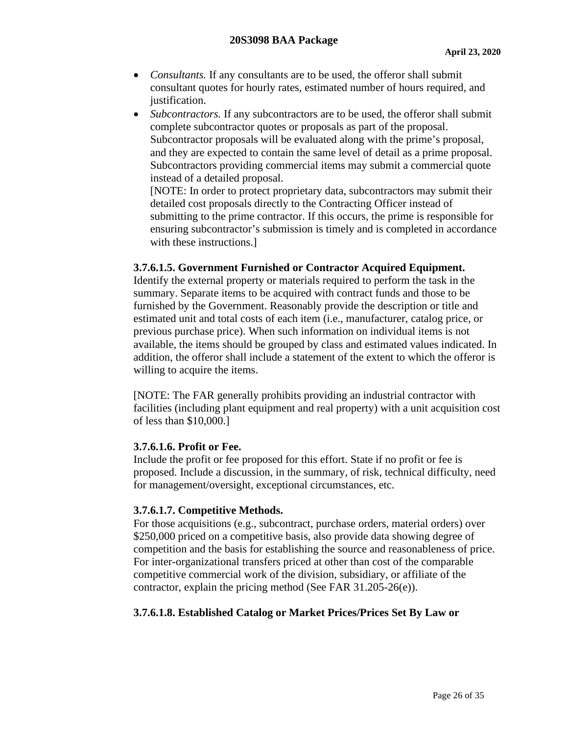- *Consultants.* If any consultants are to be used, the offeror shall submit consultant quotes for hourly rates, estimated number of hours required, and justification.
- *Subcontractors.* If any subcontractors are to be used, the offeror shall submit complete subcontractor quotes or proposals as part of the proposal. Subcontractor proposals will be evaluated along with the prime's proposal, and they are expected to contain the same level of detail as a prime proposal. Subcontractors providing commercial items may submit a commercial quote instead of a detailed proposal.
  [NOTE: In order to protect proprietary data, subcontractors may submit their detailed cost proposals directly to the Contracting Officer instead of submitting to the prime contractor. If this occurs, the prime is responsible for ensuring subcontractor's submission is timely and is completed in accordance with these instructions.]

**3.7.6.1.5. Government Furnished or Contractor Acquired Equipment.**
Identify the external property or materials required to perform the task in the summary. Separate items to be acquired with contract funds and those to be furnished by the Government. Reasonably provide the description or title and estimated unit and total costs of each item (i.e., manufacturer, catalog price, or previous purchase price). When such information on individual items is not available, the items should be grouped by class and estimated values indicated. In addition, the offeror shall include a statement of the extent to which the offeror is willing to acquire the items.

[NOTE: The FAR generally prohibits providing an industrial contractor with facilities (including plant equipment and real property) with a unit acquisition cost of less than $10,000.]

**3.7.6.1.6. Profit or Fee.**
Include the profit or fee proposed for this effort. State if no profit or fee is proposed. Include a discussion, in the summary, of risk, technical difficulty, need for management/oversight, exceptional circumstances, etc.

**3.7.6.1.7. Competitive Methods.**
For those acquisitions (e.g., subcontract, purchase orders, material orders) over $250,000 priced on a competitive basis, also provide data showing degree of competition and the basis for establishing the source and reasonableness of price. For inter-organizational transfers priced at other than cost of the comparable competitive commercial work of the division, subsidiary, or affiliate of the contractor, explain the pricing method (See FAR 31.205-26(e)).

**3.7.6.1.8. Established Catalog or Market Prices/Prices Set By Law or**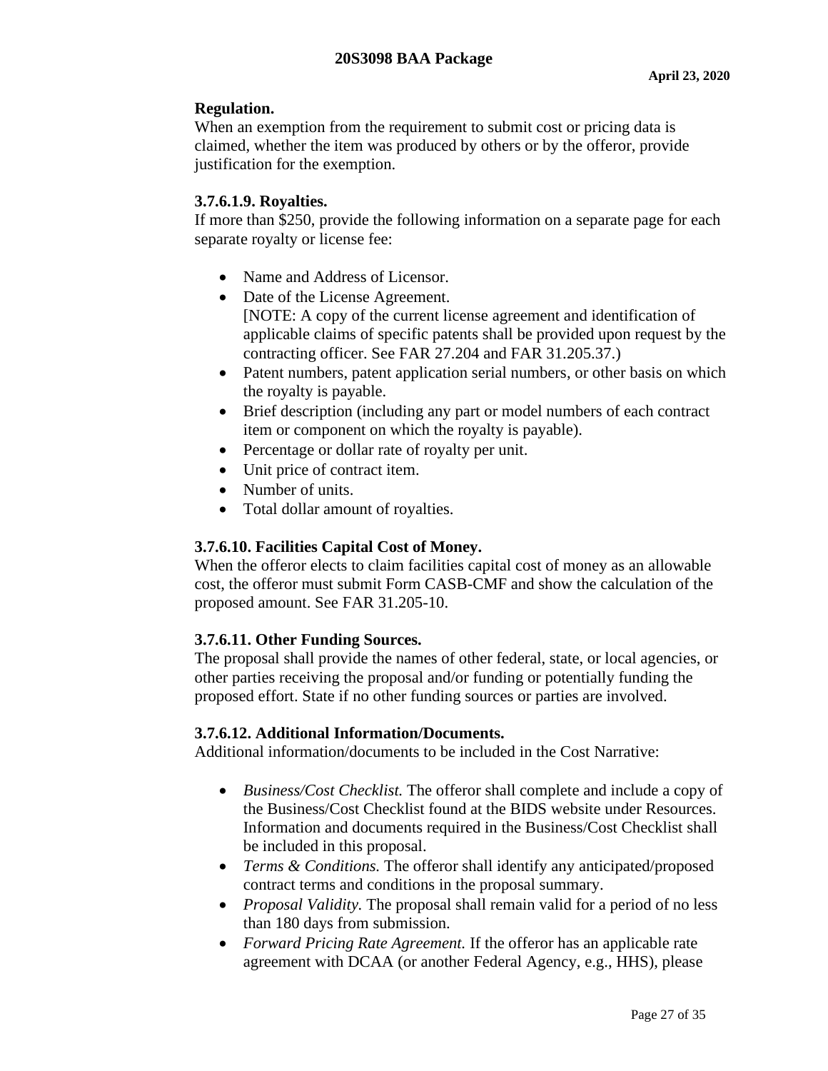**Regulation.**
When an exemption from the requirement to submit cost or pricing data is claimed, whether the item was produced by others or by the offeror, provide justification for the exemption.

**3.7.6.1.9. Royalties.**
If more than $250, provide the following information on a separate page for each separate royalty or license fee:

- Name and Address of Licensor.
- Date of the License Agreement.
  [NOTE: A copy of the current license agreement and identification of applicable claims of specific patents shall be provided upon request by the contracting officer. See FAR 27.204 and FAR 31.205.37.)
- Patent numbers, patent application serial numbers, or other basis on which the royalty is payable.
- Brief description (including any part or model numbers of each contract item or component on which the royalty is payable).
- Percentage or dollar rate of royalty per unit.
- Unit price of contract item.
- Number of units.
- Total dollar amount of royalties.

**3.7.6.10. Facilities Capital Cost of Money.**
When the offeror elects to claim facilities capital cost of money as an allowable cost, the offeror must submit Form CASB-CMF and show the calculation of the proposed amount. See FAR 31.205-10.

**3.7.6.11. Other Funding Sources.**
The proposal shall provide the names of other federal, state, or local agencies, or other parties receiving the proposal and/or funding or potentially funding the proposed effort. State if no other funding sources or parties are involved.

**3.7.6.12. Additional Information/Documents.**
Additional information/documents to be included in the Cost Narrative:

- *Business/Cost Checklist.* The offeror shall complete and include a copy of the Business/Cost Checklist found at the BIDS website under Resources. Information and documents required in the Business/Cost Checklist shall be included in this proposal.
- *Terms & Conditions.* The offeror shall identify any anticipated/proposed contract terms and conditions in the proposal summary.
- *Proposal Validity.* The proposal shall remain valid for a period of no less than 180 days from submission.
- *Forward Pricing Rate Agreement.* If the offeror has an applicable rate agreement with DCAA (or another Federal Agency, e.g., HHS), please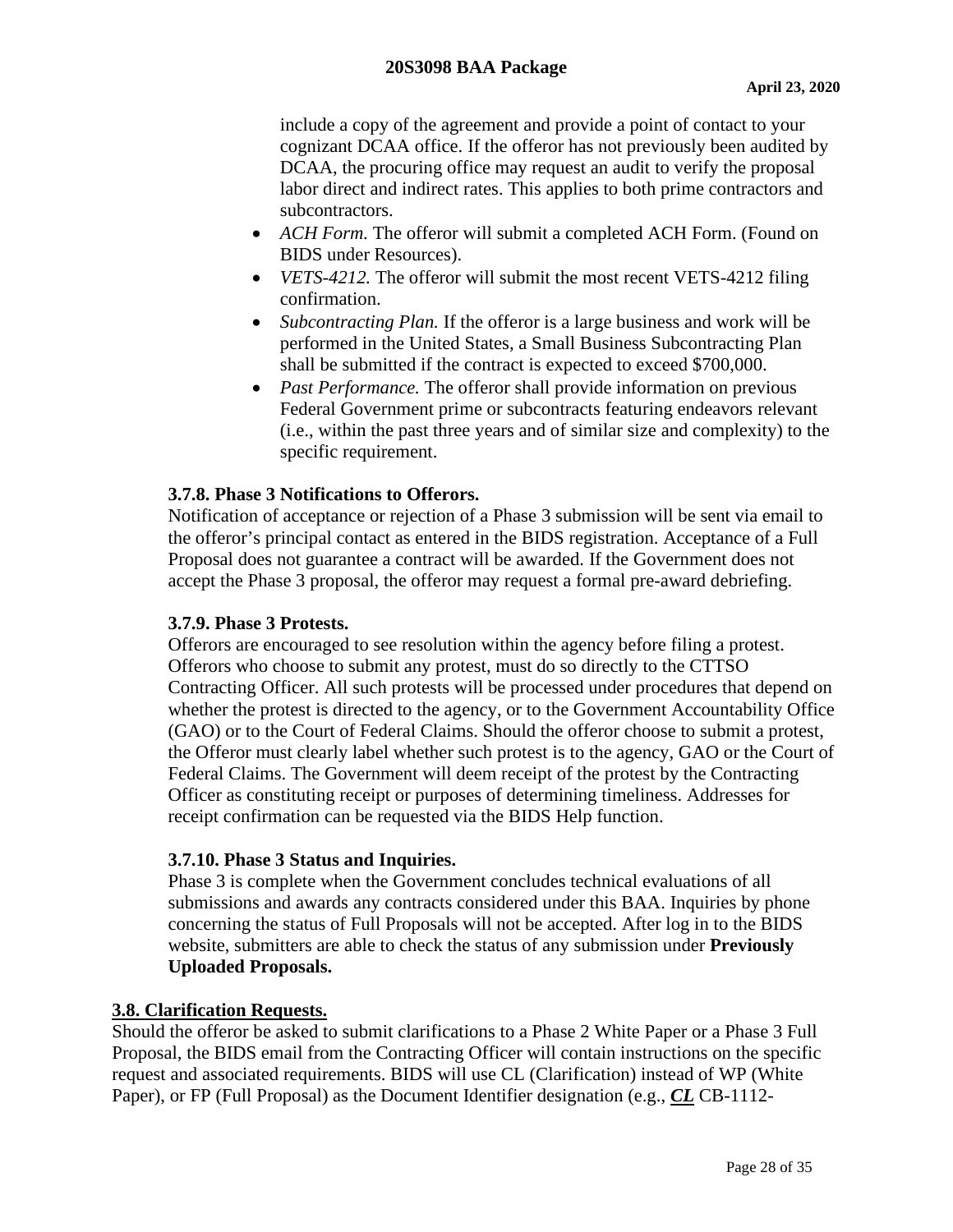include a copy of the agreement and provide a point of contact to your cognizant DCAA office. If the offeror has not previously been audited by DCAA, the procuring office may request an audit to verify the proposal labor direct and indirect rates. This applies to both prime contractors and subcontractors.

- *ACH Form.* The offeror will submit a completed ACH Form. (Found on BIDS under Resources).
- *VETS-4212.* The offeror will submit the most recent VETS-4212 filing confirmation.
- *Subcontracting Plan.* If the offeror is a large business and work will be performed in the United States, a Small Business Subcontracting Plan shall be submitted if the contract is expected to exceed $700,000.
- *Past Performance.* The offeror shall provide information on previous Federal Government prime or subcontracts featuring endeavors relevant (i.e., within the past three years and of similar size and complexity) to the specific requirement.

### 3.7.8. Phase 3 Notifications to Offerors.

Notification of acceptance or rejection of a Phase 3 submission will be sent via email to the offeror's principal contact as entered in the BIDS registration. Acceptance of a Full Proposal does not guarantee a contract will be awarded. If the Government does not accept the Phase 3 proposal, the offeror may request a formal pre-award debriefing.

### 3.7.9. Phase 3 Protests.

Offerors are encouraged to see resolution within the agency before filing a protest. Offerors who choose to submit any protest, must do so directly to the CTTSO Contracting Officer. All such protests will be processed under procedures that depend on whether the protest is directed to the agency, or to the Government Accountability Office (GAO) or to the Court of Federal Claims. Should the offeror choose to submit a protest, the Offeror must clearly label whether such protest is to the agency, GAO or the Court of Federal Claims. The Government will deem receipt of the protest by the Contracting Officer as constituting receipt or purposes of determining timeliness. Addresses for receipt confirmation can be requested via the BIDS Help function.

### 3.7.10. Phase 3 Status and Inquiries.

Phase 3 is complete when the Government concludes technical evaluations of all submissions and awards any contracts considered under this BAA. Inquiries by phone concerning the status of Full Proposals will not be accepted. After log in to the BIDS website, submitters are able to check the status of any submission under **Previously Uploaded Proposals.**

## 3.8. Clarification Requests.

Should the offeror be asked to submit clarifications to a Phase 2 White Paper or a Phase 3 Full Proposal, the BIDS email from the Contracting Officer will contain instructions on the specific request and associated requirements. BIDS will use CL (Clarification) instead of WP (White Paper), or FP (Full Proposal) as the Document Identifier designation (e.g., ***CL*** CB-1112-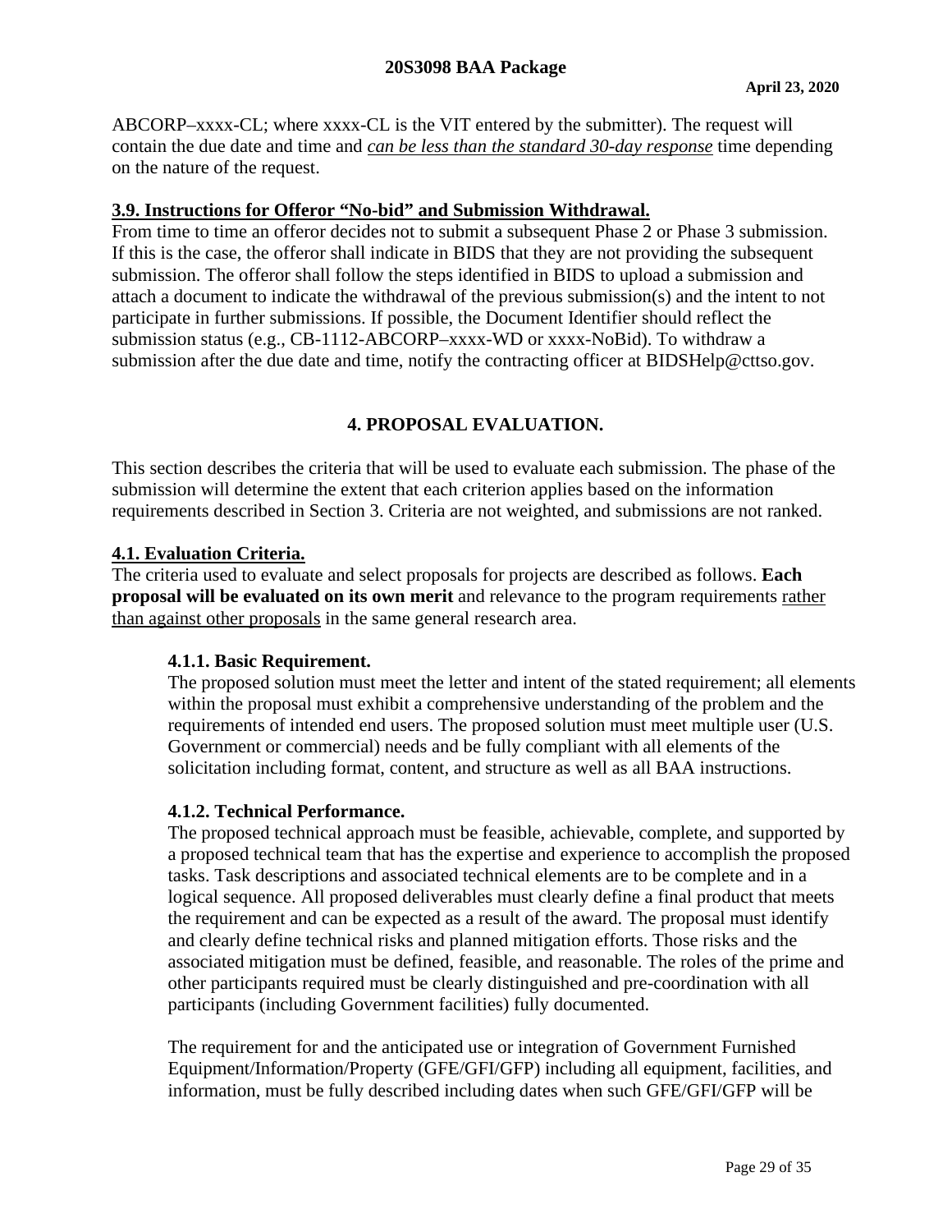ABCORP–xxxx-CL; where xxxx-CL is the VIT entered by the submitter). The request will contain the due date and time and *can be less than the standard 30-day response* time depending on the nature of the request.

**3.9. Instructions for Offeror "No-bid" and Submission Withdrawal.**

From time to time an offeror decides not to submit a subsequent Phase 2 or Phase 3 submission. If this is the case, the offeror shall indicate in BIDS that they are not providing the subsequent submission. The offeror shall follow the steps identified in BIDS to upload a submission and attach a document to indicate the withdrawal of the previous submission(s) and the intent to not participate in further submissions. If possible, the Document Identifier should reflect the submission status (e.g., CB-1112-ABCORP–xxxx-WD or xxxx-NoBid). To withdraw a submission after the due date and time, notify the contracting officer at BIDSHelp@cttso.gov.

## 4. PROPOSAL EVALUATION.

This section describes the criteria that will be used to evaluate each submission. The phase of the submission will determine the extent that each criterion applies based on the information requirements described in Section 3. Criteria are not weighted, and submissions are not ranked.

**4.1. Evaluation Criteria.**

The criteria used to evaluate and select proposals for projects are described as follows. **Each proposal will be evaluated on its own merit** and relevance to the program requirements rather than against other proposals in the same general research area.

**4.1.1. Basic Requirement.**

The proposed solution must meet the letter and intent of the stated requirement; all elements within the proposal must exhibit a comprehensive understanding of the problem and the requirements of intended end users. The proposed solution must meet multiple user (U.S. Government or commercial) needs and be fully compliant with all elements of the solicitation including format, content, and structure as well as all BAA instructions.

**4.1.2. Technical Performance.**

The proposed technical approach must be feasible, achievable, complete, and supported by a proposed technical team that has the expertise and experience to accomplish the proposed tasks. Task descriptions and associated technical elements are to be complete and in a logical sequence. All proposed deliverables must clearly define a final product that meets the requirement and can be expected as a result of the award. The proposal must identify and clearly define technical risks and planned mitigation efforts. Those risks and the associated mitigation must be defined, feasible, and reasonable. The roles of the prime and other participants required must be clearly distinguished and pre-coordination with all participants (including Government facilities) fully documented.

The requirement for and the anticipated use or integration of Government Furnished Equipment/Information/Property (GFE/GFI/GFP) including all equipment, facilities, and information, must be fully described including dates when such GFE/GFI/GFP will be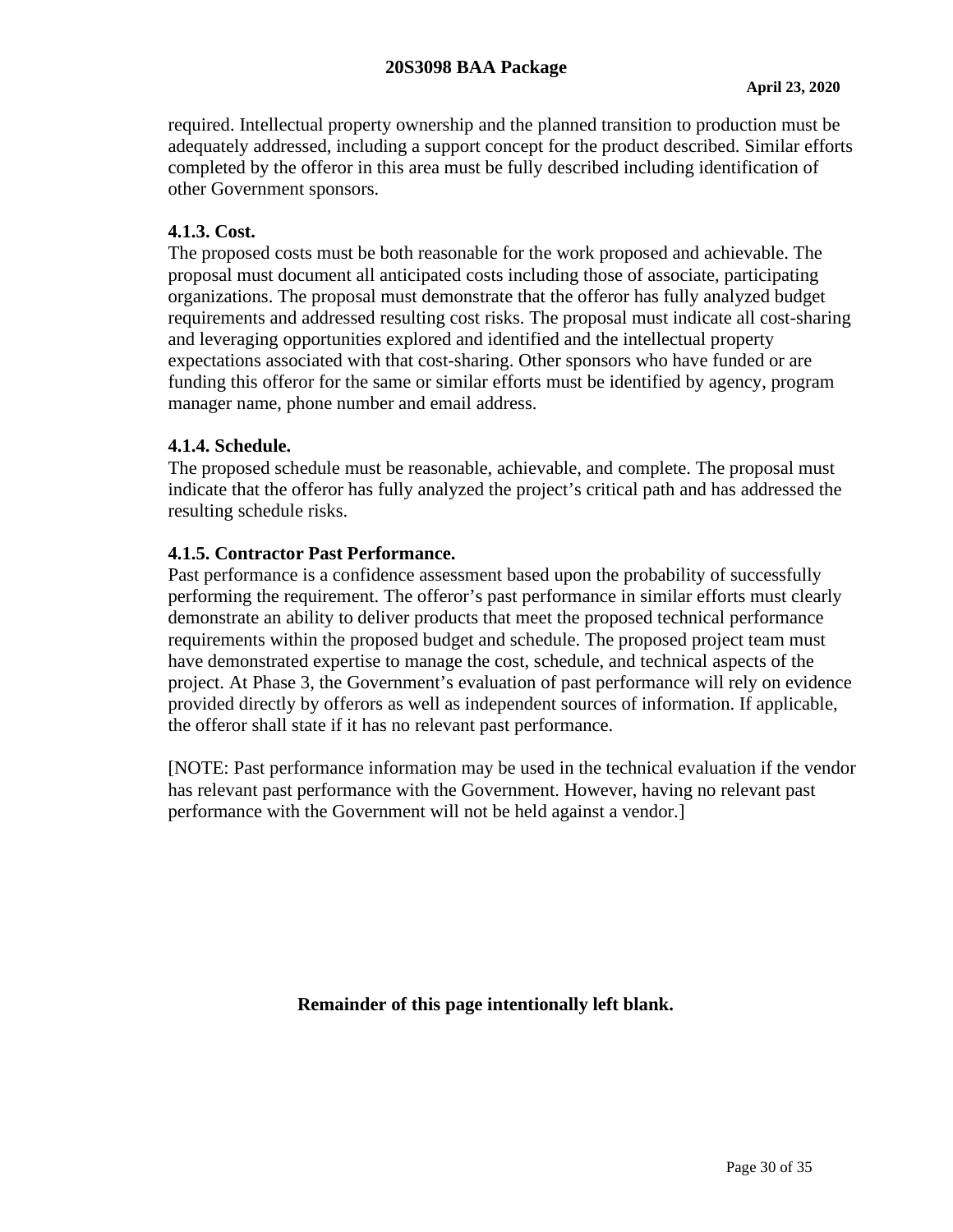required. Intellectual property ownership and the planned transition to production must be adequately addressed, including a support concept for the product described. Similar efforts completed by the offeror in this area must be fully described including identification of other Government sponsors.

#### 4.1.3. Cost.

The proposed costs must be both reasonable for the work proposed and achievable. The proposal must document all anticipated costs including those of associate, participating organizations. The proposal must demonstrate that the offeror has fully analyzed budget requirements and addressed resulting cost risks. The proposal must indicate all cost-sharing and leveraging opportunities explored and identified and the intellectual property expectations associated with that cost-sharing. Other sponsors who have funded or are funding this offeror for the same or similar efforts must be identified by agency, program manager name, phone number and email address.

#### 4.1.4. Schedule.

The proposed schedule must be reasonable, achievable, and complete. The proposal must indicate that the offeror has fully analyzed the project's critical path and has addressed the resulting schedule risks.

#### 4.1.5. Contractor Past Performance.

Past performance is a confidence assessment based upon the probability of successfully performing the requirement. The offeror's past performance in similar efforts must clearly demonstrate an ability to deliver products that meet the proposed technical performance requirements within the proposed budget and schedule. The proposed project team must have demonstrated expertise to manage the cost, schedule, and technical aspects of the project. At Phase 3, the Government's evaluation of past performance will rely on evidence provided directly by offerors as well as independent sources of information. If applicable, the offeror shall state if it has no relevant past performance.

[NOTE: Past performance information may be used in the technical evaluation if the vendor has relevant past performance with the Government. However, having no relevant past performance with the Government will not be held against a vendor.]

**Remainder of this page intentionally left blank.**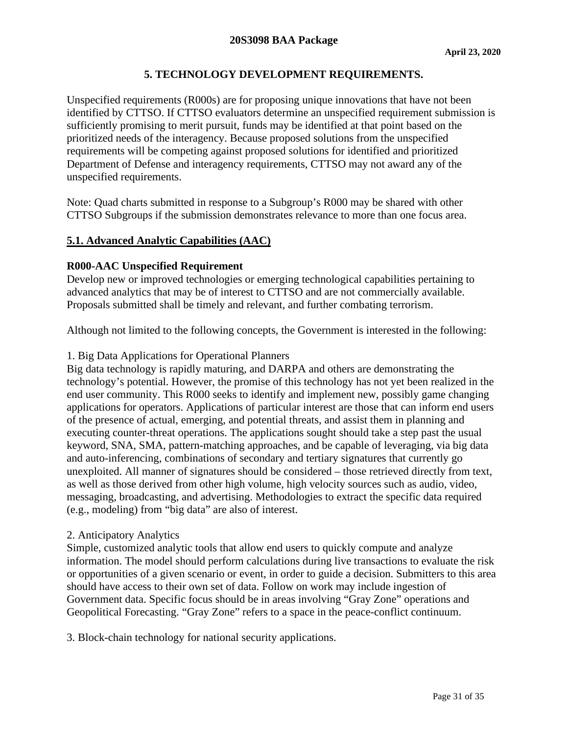## 5. TECHNOLOGY DEVELOPMENT REQUIREMENTS.

Unspecified requirements (R000s) are for proposing unique innovations that have not been identified by CTTSO. If CTTSO evaluators determine an unspecified requirement submission is sufficiently promising to merit pursuit, funds may be identified at that point based on the prioritized needs of the interagency. Because proposed solutions from the unspecified requirements will be competing against proposed solutions for identified and prioritized Department of Defense and interagency requirements, CTTSO may not award any of the unspecified requirements.

Note: Quad charts submitted in response to a Subgroup's R000 may be shared with other CTTSO Subgroups if the submission demonstrates relevance to more than one focus area.

### 5.1. Advanced Analytic Capabilities (AAC)

**R000-AAC Unspecified Requirement**
Develop new or improved technologies or emerging technological capabilities pertaining to advanced analytics that may be of interest to CTTSO and are not commercially available. Proposals submitted shall be timely and relevant, and further combating terrorism.

Although not limited to the following concepts, the Government is interested in the following:

1. Big Data Applications for Operational Planners
Big data technology is rapidly maturing, and DARPA and others are demonstrating the technology's potential. However, the promise of this technology has not yet been realized in the end user community. This R000 seeks to identify and implement new, possibly game changing applications for operators. Applications of particular interest are those that can inform end users of the presence of actual, emerging, and potential threats, and assist them in planning and executing counter-threat operations. The applications sought should take a step past the usual keyword, SNA, SMA, pattern-matching approaches, and be capable of leveraging, via big data and auto-inferencing, combinations of secondary and tertiary signatures that currently go unexploited. All manner of signatures should be considered – those retrieved directly from text, as well as those derived from other high volume, high velocity sources such as audio, video, messaging, broadcasting, and advertising. Methodologies to extract the specific data required (e.g., modeling) from "big data" are also of interest.

2. Anticipatory Analytics
Simple, customized analytic tools that allow end users to quickly compute and analyze information. The model should perform calculations during live transactions to evaluate the risk or opportunities of a given scenario or event, in order to guide a decision. Submitters to this area should have access to their own set of data. Follow on work may include ingestion of Government data. Specific focus should be in areas involving "Gray Zone" operations and Geopolitical Forecasting. "Gray Zone" refers to a space in the peace-conflict continuum.

3. Block-chain technology for national security applications.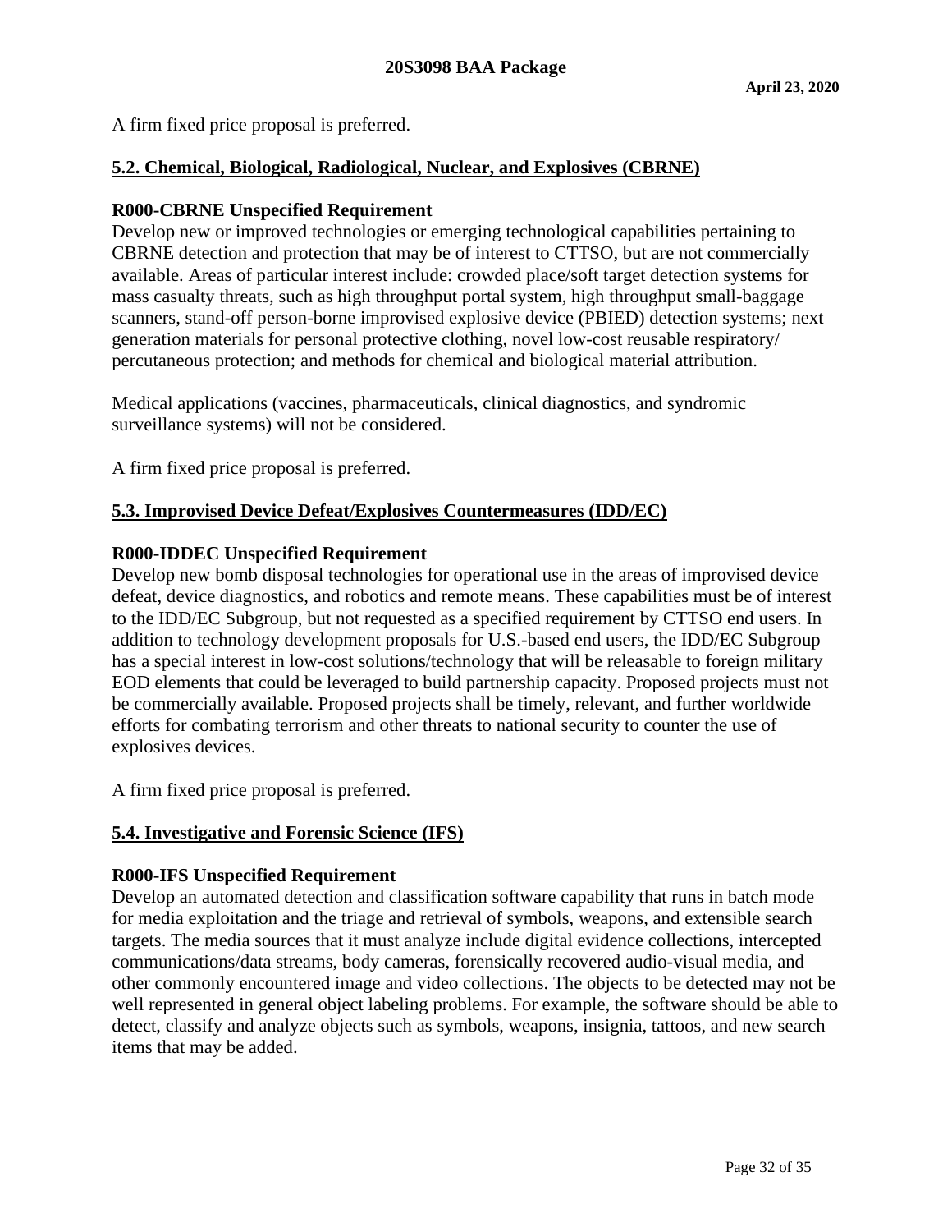A firm fixed price proposal is preferred.

## 5.2. Chemical, Biological, Radiological, Nuclear, and Explosives (CBRNE)

**R000-CBRNE Unspecified Requirement**

Develop new or improved technologies or emerging technological capabilities pertaining to CBRNE detection and protection that may be of interest to CTTSO, but are not commercially available. Areas of particular interest include: crowded place/soft target detection systems for mass casualty threats, such as high throughput portal system, high throughput small-baggage scanners, stand-off person-borne improvised explosive device (PBIED) detection systems; next generation materials for personal protective clothing, novel low-cost reusable respiratory/ percutaneous protection; and methods for chemical and biological material attribution.

Medical applications (vaccines, pharmaceuticals, clinical diagnostics, and syndromic surveillance systems) will not be considered.

A firm fixed price proposal is preferred.

## 5.3. Improvised Device Defeat/Explosives Countermeasures (IDD/EC)

**R000-IDDEC Unspecified Requirement**

Develop new bomb disposal technologies for operational use in the areas of improvised device defeat, device diagnostics, and robotics and remote means. These capabilities must be of interest to the IDD/EC Subgroup, but not requested as a specified requirement by CTTSO end users. In addition to technology development proposals for U.S.-based end users, the IDD/EC Subgroup has a special interest in low-cost solutions/technology that will be releasable to foreign military EOD elements that could be leveraged to build partnership capacity. Proposed projects must not be commercially available. Proposed projects shall be timely, relevant, and further worldwide efforts for combating terrorism and other threats to national security to counter the use of explosives devices.

A firm fixed price proposal is preferred.

## 5.4. Investigative and Forensic Science (IFS)

**R000-IFS Unspecified Requirement**

Develop an automated detection and classification software capability that runs in batch mode for media exploitation and the triage and retrieval of symbols, weapons, and extensible search targets. The media sources that it must analyze include digital evidence collections, intercepted communications/data streams, body cameras, forensically recovered audio-visual media, and other commonly encountered image and video collections. The objects to be detected may not be well represented in general object labeling problems. For example, the software should be able to detect, classify and analyze objects such as symbols, weapons, insignia, tattoos, and new search items that may be added.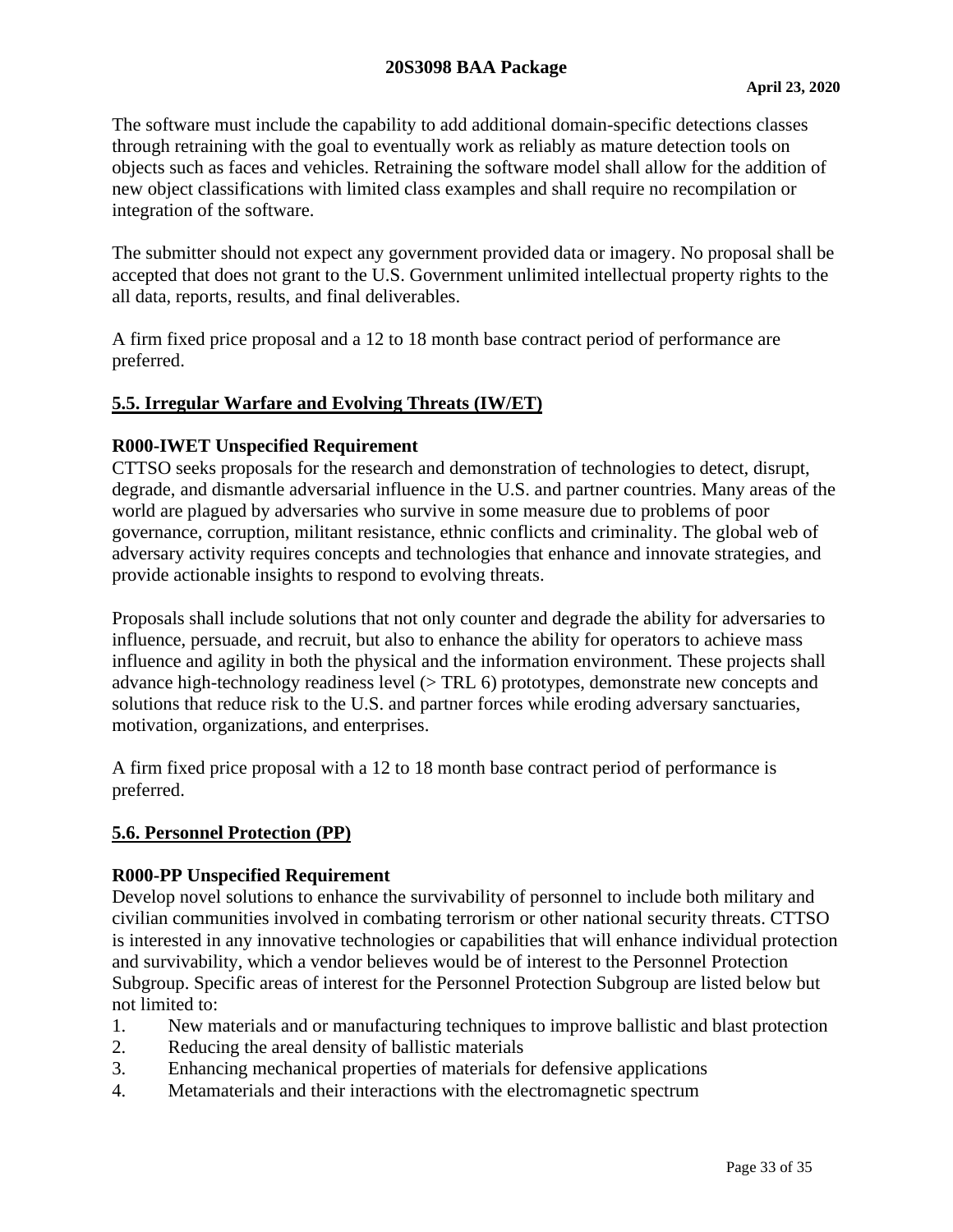The software must include the capability to add additional domain-specific detections classes through retraining with the goal to eventually work as reliably as mature detection tools on objects such as faces and vehicles. Retraining the software model shall allow for the addition of new object classifications with limited class examples and shall require no recompilation or integration of the software.

The submitter should not expect any government provided data or imagery. No proposal shall be accepted that does not grant to the U.S. Government unlimited intellectual property rights to the all data, reports, results, and final deliverables.

A firm fixed price proposal and a 12 to 18 month base contract period of performance are preferred.

## 5.5. Irregular Warfare and Evolving Threats (IW/ET)

### R000-IWET Unspecified Requirement

CTTSO seeks proposals for the research and demonstration of technologies to detect, disrupt, degrade, and dismantle adversarial influence in the U.S. and partner countries. Many areas of the world are plagued by adversaries who survive in some measure due to problems of poor governance, corruption, militant resistance, ethnic conflicts and criminality. The global web of adversary activity requires concepts and technologies that enhance and innovate strategies, and provide actionable insights to respond to evolving threats.

Proposals shall include solutions that not only counter and degrade the ability for adversaries to influence, persuade, and recruit, but also to enhance the ability for operators to achieve mass influence and agility in both the physical and the information environment. These projects shall advance high-technology readiness level (> TRL 6) prototypes, demonstrate new concepts and solutions that reduce risk to the U.S. and partner forces while eroding adversary sanctuaries, motivation, organizations, and enterprises.

A firm fixed price proposal with a 12 to 18 month base contract period of performance is preferred.

## 5.6. Personnel Protection (PP)

### R000-PP Unspecified Requirement

Develop novel solutions to enhance the survivability of personnel to include both military and civilian communities involved in combating terrorism or other national security threats. CTTSO is interested in any innovative technologies or capabilities that will enhance individual protection and survivability, which a vendor believes would be of interest to the Personnel Protection Subgroup. Specific areas of interest for the Personnel Protection Subgroup are listed below but not limited to:

1. New materials and or manufacturing techniques to improve ballistic and blast protection
2. Reducing the areal density of ballistic materials
3. Enhancing mechanical properties of materials for defensive applications
4. Metamaterials and their interactions with the electromagnetic spectrum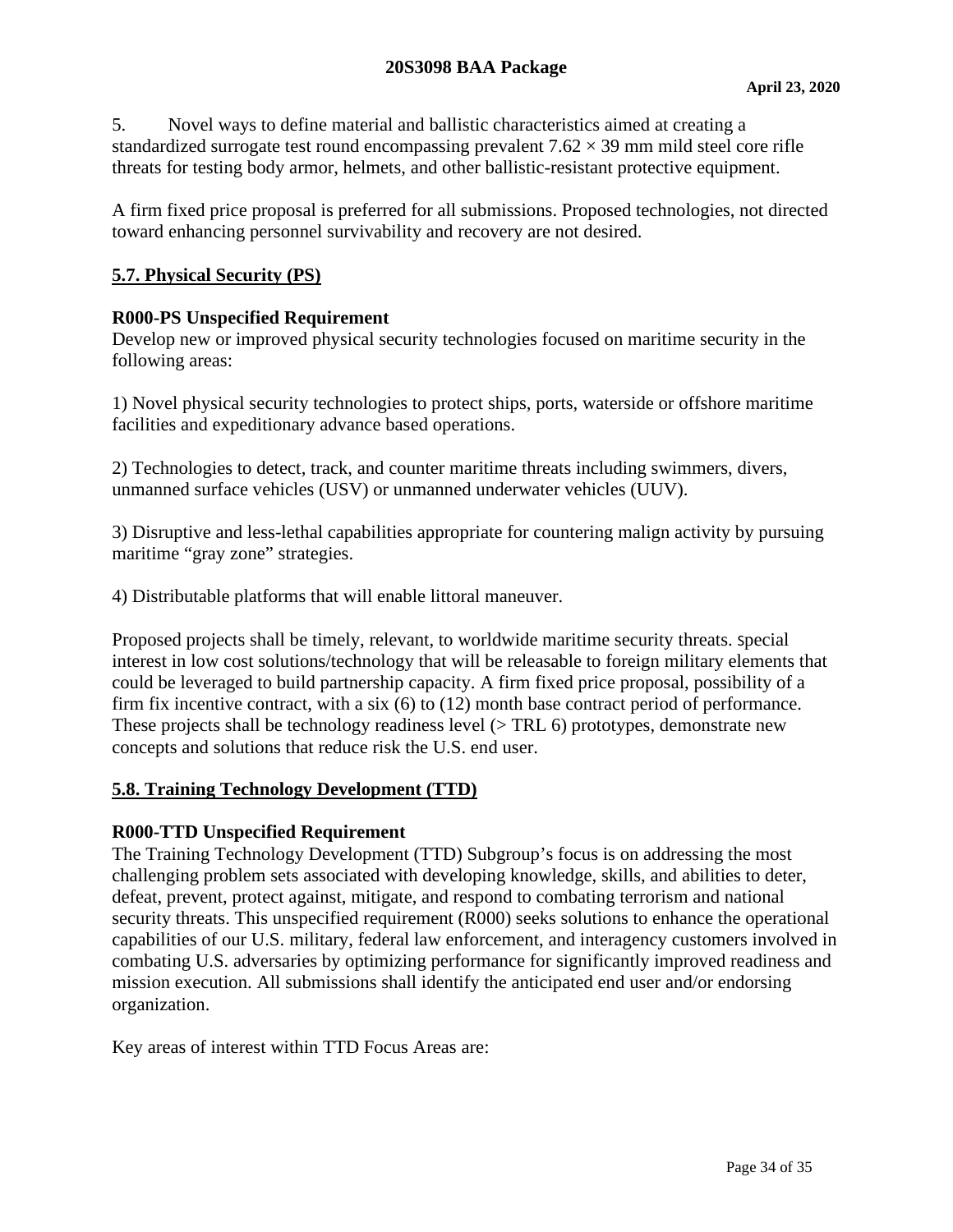5. Novel ways to define material and ballistic characteristics aimed at creating a standardized surrogate test round encompassing prevalent $7.62 \times 39$ mm mild steel core rifle threats for testing body armor, helmets, and other ballistic-resistant protective equipment.

A firm fixed price proposal is preferred for all submissions. Proposed technologies, not directed toward enhancing personnel survivability and recovery are not desired.

## 5.7. Physical Security (PS)

**R000-PS Unspecified Requirement**

Develop new or improved physical security technologies focused on maritime security in the following areas:

1) Novel physical security technologies to protect ships, ports, waterside or offshore maritime facilities and expeditionary advance based operations.

2) Technologies to detect, track, and counter maritime threats including swimmers, divers, unmanned surface vehicles (USV) or unmanned underwater vehicles (UUV).

3) Disruptive and less-lethal capabilities appropriate for countering malign activity by pursuing maritime "gray zone" strategies.

4) Distributable platforms that will enable littoral maneuver.

Proposed projects shall be timely, relevant, to worldwide maritime security threats. special interest in low cost solutions/technology that will be releasable to foreign military elements that could be leveraged to build partnership capacity. A firm fixed price proposal, possibility of a firm fix incentive contract, with a six (6) to (12) month base contract period of performance. These projects shall be technology readiness level (> TRL 6) prototypes, demonstrate new concepts and solutions that reduce risk the U.S. end user.

## 5.8. Training Technology Development (TTD)

**R000-TTD Unspecified Requirement**

The Training Technology Development (TTD) Subgroup's focus is on addressing the most challenging problem sets associated with developing knowledge, skills, and abilities to deter, defeat, prevent, protect against, mitigate, and respond to combating terrorism and national security threats. This unspecified requirement (R000) seeks solutions to enhance the operational capabilities of our U.S. military, federal law enforcement, and interagency customers involved in combating U.S. adversaries by optimizing performance for significantly improved readiness and mission execution. All submissions shall identify the anticipated end user and/or endorsing organization.

Key areas of interest within TTD Focus Areas are: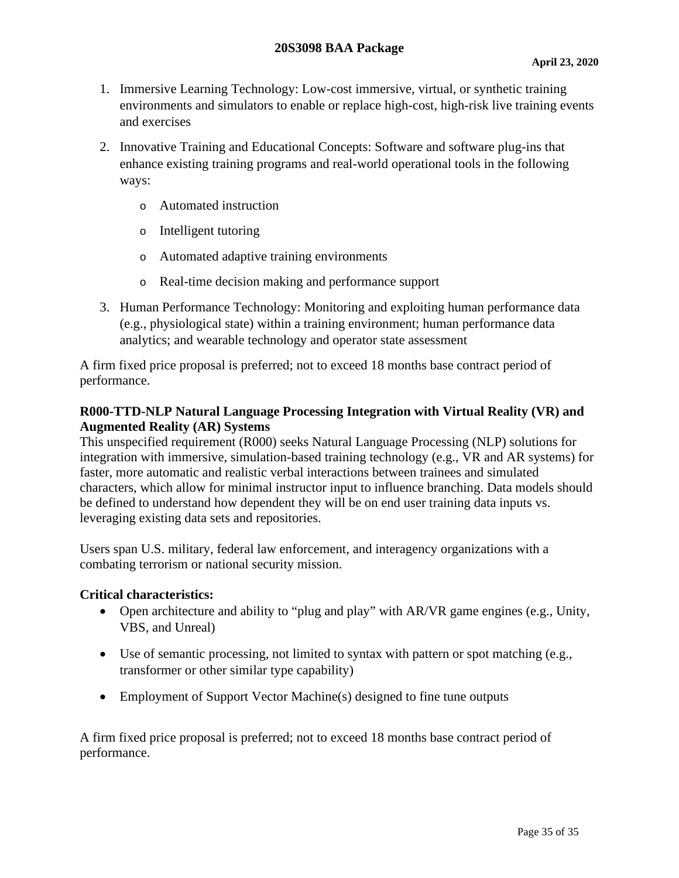1. Immersive Learning Technology: Low-cost immersive, virtual, or synthetic training environments and simulators to enable or replace high-cost, high-risk live training events and exercises

2. Innovative Training and Educational Concepts: Software and software plug-ins that enhance existing training programs and real-world operational tools in the following ways:

    - Automated instruction
    - Intelligent tutoring
    - Automated adaptive training environments
    - Real-time decision making and performance support

3. Human Performance Technology: Monitoring and exploiting human performance data (e.g., physiological state) within a training environment; human performance data analytics; and wearable technology and operator state assessment

A firm fixed price proposal is preferred; not to exceed 18 months base contract period of performance.

**R000-TTD-NLP Natural Language Processing Integration with Virtual Reality (VR) and Augmented Reality (AR) Systems**

This unspecified requirement (R000) seeks Natural Language Processing (NLP) solutions for integration with immersive, simulation-based training technology (e.g., VR and AR systems) for faster, more automatic and realistic verbal interactions between trainees and simulated characters, which allow for minimal instructor input to influence branching. Data models should be defined to understand how dependent they will be on end user training data inputs vs. leveraging existing data sets and repositories.

Users span U.S. military, federal law enforcement, and interagency organizations with a combating terrorism or national security mission.

**Critical characteristics:**

- Open architecture and ability to "plug and play" with AR/VR game engines (e.g., Unity, VBS, and Unreal)
- Use of semantic processing, not limited to syntax with pattern or spot matching (e.g., transformer or other similar type capability)
- Employment of Support Vector Machine(s) designed to fine tune outputs

A firm fixed price proposal is preferred; not to exceed 18 months base contract period of performance.